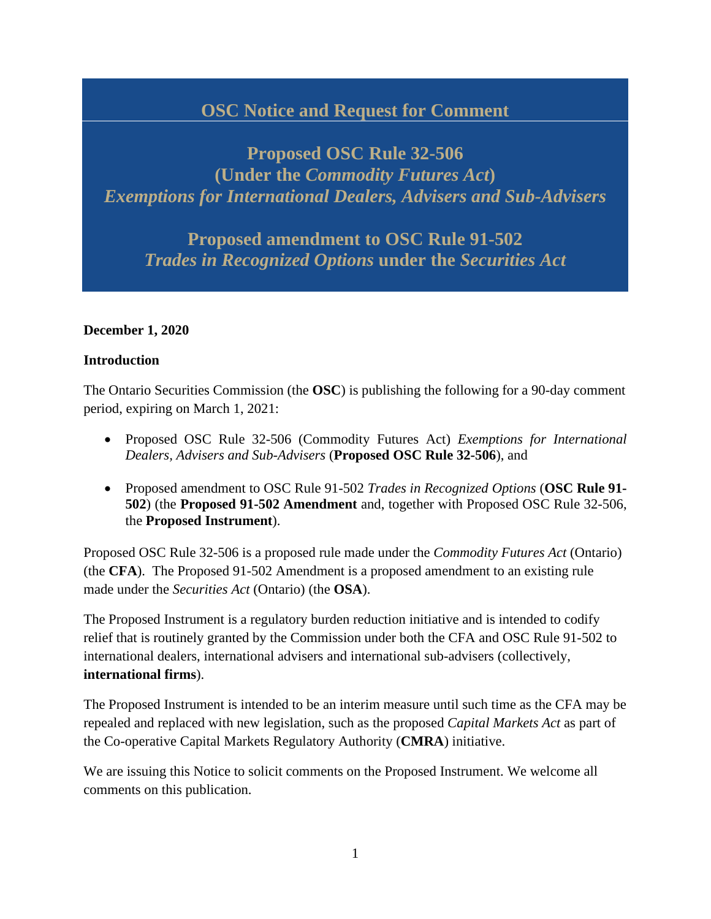# OSC Notice and Request for Comment

## Proposed OSC Rule 32-506
## (Under the *Commodity Futures Act*)
## *Exemptions for International Dealers, Advisers and Sub-Advisers*

## Proposed amendment to OSC Rule 91-502
## *Trades in Recognized Options* under the *Securities Act*

**December 1, 2020**

**Introduction**

The Ontario Securities Commission (the **OSC**) is publishing the following for a 90-day comment period, expiring on March 1, 2021:

- Proposed OSC Rule 32-506 (Commodity Futures Act) *Exemptions for International Dealers, Advisers and Sub-Advisers* (**Proposed OSC Rule 32-506**), and

- Proposed amendment to OSC Rule 91-502 *Trades in Recognized Options* (**OSC Rule 91-502**) (the **Proposed 91-502 Amendment** and, together with Proposed OSC Rule 32-506, the **Proposed Instrument**).

Proposed OSC Rule 32-506 is a proposed rule made under the *Commodity Futures Act* (Ontario) (the **CFA**). The Proposed 91-502 Amendment is a proposed amendment to an existing rule made under the *Securities Act* (Ontario) (the **OSA**).

The Proposed Instrument is a regulatory burden reduction initiative and is intended to codify relief that is routinely granted by the Commission under both the CFA and OSC Rule 91-502 to international dealers, international advisers and international sub-advisers (collectively, **international firms**).

The Proposed Instrument is intended to be an interim measure until such time as the CFA may be repealed and replaced with new legislation, such as the proposed *Capital Markets Act* as part of the Co-operative Capital Markets Regulatory Authority (**CMRA**) initiative.

We are issuing this Notice to solicit comments on the Proposed Instrument. We welcome all comments on this publication.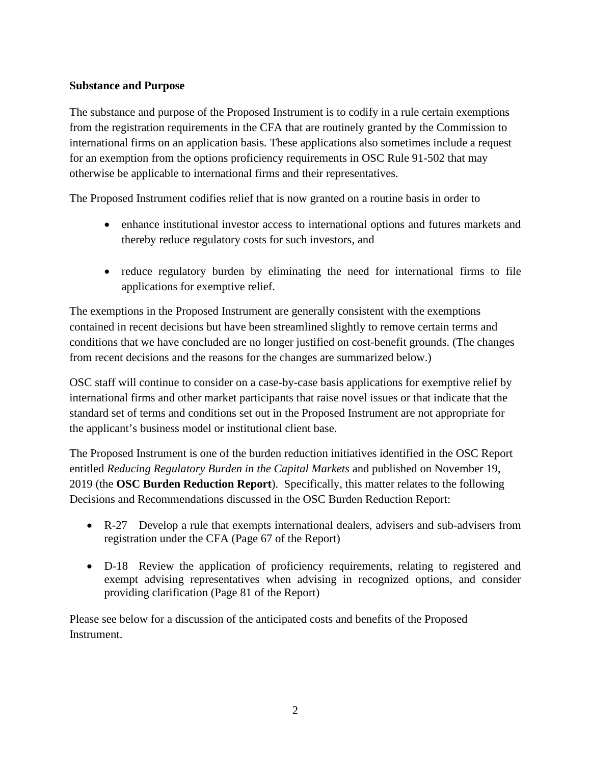**Substance and Purpose**

The substance and purpose of the Proposed Instrument is to codify in a rule certain exemptions from the registration requirements in the CFA that are routinely granted by the Commission to international firms on an application basis. These applications also sometimes include a request for an exemption from the options proficiency requirements in OSC Rule 91-502 that may otherwise be applicable to international firms and their representatives.

The Proposed Instrument codifies relief that is now granted on a routine basis in order to

- enhance institutional investor access to international options and futures markets and thereby reduce regulatory costs for such investors, and
- reduce regulatory burden by eliminating the need for international firms to file applications for exemptive relief.

The exemptions in the Proposed Instrument are generally consistent with the exemptions contained in recent decisions but have been streamlined slightly to remove certain terms and conditions that we have concluded are no longer justified on cost-benefit grounds. (The changes from recent decisions and the reasons for the changes are summarized below.)

OSC staff will continue to consider on a case-by-case basis applications for exemptive relief by international firms and other market participants that raise novel issues or that indicate that the standard set of terms and conditions set out in the Proposed Instrument are not appropriate for the applicant's business model or institutional client base.

The Proposed Instrument is one of the burden reduction initiatives identified in the OSC Report entitled *Reducing Regulatory Burden in the Capital Markets* and published on November 19, 2019 (the **OSC Burden Reduction Report**). Specifically, this matter relates to the following Decisions and Recommendations discussed in the OSC Burden Reduction Report:

- R-27 Develop a rule that exempts international dealers, advisers and sub-advisers from registration under the CFA (Page 67 of the Report)
- D-18 Review the application of proficiency requirements, relating to registered and exempt advising representatives when advising in recognized options, and consider providing clarification (Page 81 of the Report)

Please see below for a discussion of the anticipated costs and benefits of the Proposed Instrument.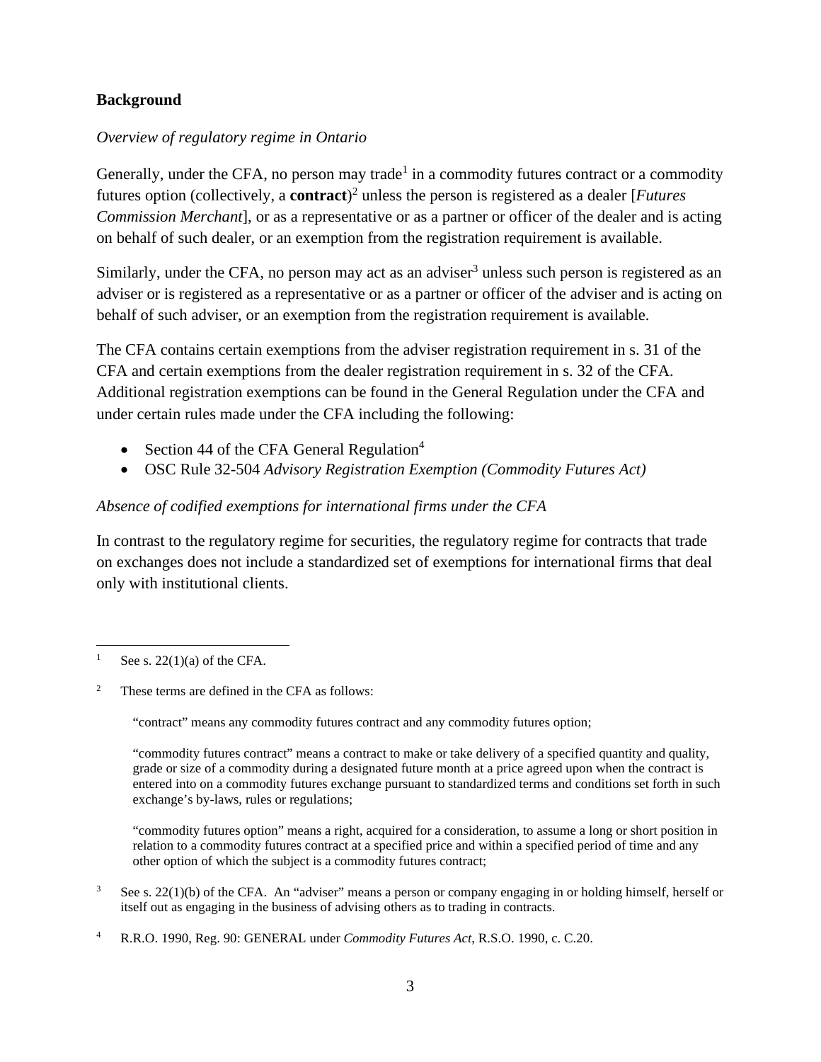**Background**

*Overview of regulatory regime in Ontario*

Generally, under the CFA, no person may trade[1] in a commodity futures contract or a commodity futures option (collectively, a **contract**)[2] unless the person is registered as a dealer [*Futures Commission Merchant*], or as a representative or as a partner or officer of the dealer and is acting on behalf of such dealer, or an exemption from the registration requirement is available.

Similarly, under the CFA, no person may act as an adviser[3] unless such person is registered as an adviser or is registered as a representative or as a partner or officer of the adviser and is acting on behalf of such adviser, or an exemption from the registration requirement is available.

The CFA contains certain exemptions from the adviser registration requirement in s. 31 of the CFA and certain exemptions from the dealer registration requirement in s. 32 of the CFA. Additional registration exemptions can be found in the General Regulation under the CFA and under certain rules made under the CFA including the following:

- Section 44 of the CFA General Regulation[4]
- OSC Rule 32-504 *Advisory Registration Exemption (Commodity Futures Act)*

*Absence of codified exemptions for international firms under the CFA*

In contrast to the regulatory regime for securities, the regulatory regime for contracts that trade on exchanges does not include a standardized set of exemptions for international firms that deal only with institutional clients.

---

[1] See s. 22(1)(a) of the CFA.

[2] These terms are defined in the CFA as follows:

"contract" means any commodity futures contract and any commodity futures option;

"commodity futures contract" means a contract to make or take delivery of a specified quantity and quality, grade or size of a commodity during a designated future month at a price agreed upon when the contract is entered into on a commodity futures exchange pursuant to standardized terms and conditions set forth in such exchange's by-laws, rules or regulations;

"commodity futures option" means a right, acquired for a consideration, to assume a long or short position in relation to a commodity futures contract at a specified price and within a specified period of time and any other option of which the subject is a commodity futures contract;

[3] See s. 22(1)(b) of the CFA. An "adviser" means a person or company engaging in or holding himself, herself or itself out as engaging in the business of advising others as to trading in contracts.

[4] R.R.O. 1990, Reg. 90: GENERAL under *Commodity Futures Act*, R.S.O. 1990, c. C.20.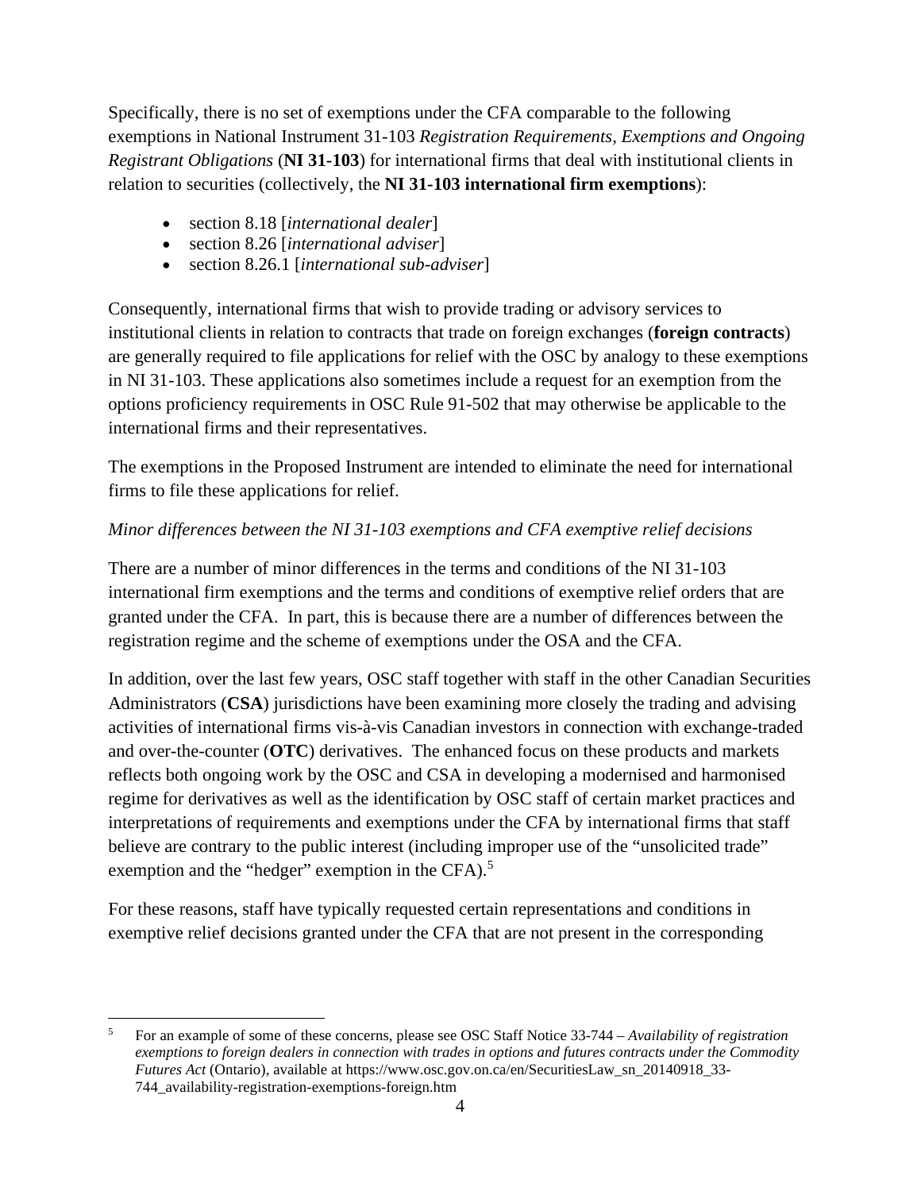Specifically, there is no set of exemptions under the CFA comparable to the following exemptions in National Instrument 31-103 *Registration Requirements, Exemptions and Ongoing Registrant Obligations* (**NI 31-103**) for international firms that deal with institutional clients in relation to securities (collectively, the **NI 31-103 international firm exemptions**):

- section 8.18 [*international dealer*]
- section 8.26 [*international adviser*]
- section 8.26.1 [*international sub-adviser*]

Consequently, international firms that wish to provide trading or advisory services to institutional clients in relation to contracts that trade on foreign exchanges (**foreign contracts**) are generally required to file applications for relief with the OSC by analogy to these exemptions in NI 31-103. These applications also sometimes include a request for an exemption from the options proficiency requirements in OSC Rule 91-502 that may otherwise be applicable to the international firms and their representatives.

The exemptions in the Proposed Instrument are intended to eliminate the need for international firms to file these applications for relief.

*Minor differences between the NI 31-103 exemptions and CFA exemptive relief decisions*

There are a number of minor differences in the terms and conditions of the NI 31-103 international firm exemptions and the terms and conditions of exemptive relief orders that are granted under the CFA. In part, this is because there are a number of differences between the registration regime and the scheme of exemptions under the OSA and the CFA.

In addition, over the last few years, OSC staff together with staff in the other Canadian Securities Administrators (**CSA**) jurisdictions have been examining more closely the trading and advising activities of international firms vis-à-vis Canadian investors in connection with exchange-traded and over-the-counter (**OTC**) derivatives. The enhanced focus on these products and markets reflects both ongoing work by the OSC and CSA in developing a modernised and harmonised regime for derivatives as well as the identification by OSC staff of certain market practices and interpretations of requirements and exemptions under the CFA by international firms that staff believe are contrary to the public interest (including improper use of the "unsolicited trade" exemption and the "hedger" exemption in the CFA).[5]

For these reasons, staff have typically requested certain representations and conditions in exemptive relief decisions granted under the CFA that are not present in the corresponding

[5] For an example of some of these concerns, please see OSC Staff Notice 33-744 – *Availability of registration exemptions to foreign dealers in connection with trades in options and futures contracts under the Commodity Futures Act* (Ontario), available at https://www.osc.gov.on.ca/en/SecuritiesLaw_sn_20140918_33-744_availability-registration-exemptions-foreign.htm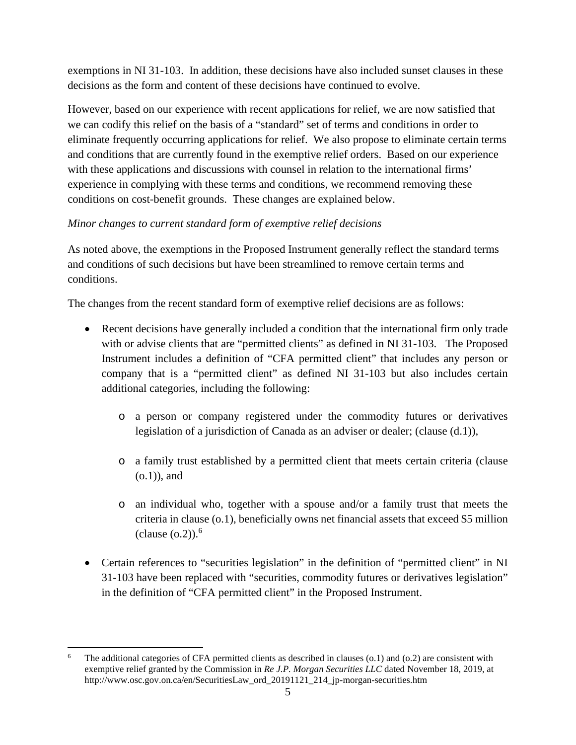exemptions in NI 31-103. In addition, these decisions have also included sunset clauses in these decisions as the form and content of these decisions have continued to evolve.

However, based on our experience with recent applications for relief, we are now satisfied that we can codify this relief on the basis of a "standard" set of terms and conditions in order to eliminate frequently occurring applications for relief. We also propose to eliminate certain terms and conditions that are currently found in the exemptive relief orders. Based on our experience with these applications and discussions with counsel in relation to the international firms' experience in complying with these terms and conditions, we recommend removing these conditions on cost-benefit grounds. These changes are explained below.

*Minor changes to current standard form of exemptive relief decisions*

As noted above, the exemptions in the Proposed Instrument generally reflect the standard terms and conditions of such decisions but have been streamlined to remove certain terms and conditions.

The changes from the recent standard form of exemptive relief decisions are as follows:

- Recent decisions have generally included a condition that the international firm only trade with or advise clients that are "permitted clients" as defined in NI 31-103. The Proposed Instrument includes a definition of "CFA permitted client" that includes any person or company that is a "permitted client" as defined NI 31-103 but also includes certain additional categories, including the following:
  - a person or company registered under the commodity futures or derivatives legislation of a jurisdiction of Canada as an adviser or dealer; (clause (d.1)),
  - a family trust established by a permitted client that meets certain criteria (clause (o.1)), and
  - an individual who, together with a spouse and/or a family trust that meets the criteria in clause (o.1), beneficially owns net financial assets that exceed \$5 million (clause (o.2)).[6]
- Certain references to "securities legislation" in the definition of "permitted client" in NI 31-103 have been replaced with "securities, commodity futures or derivatives legislation" in the definition of "CFA permitted client" in the Proposed Instrument.

[6] The additional categories of CFA permitted clients as described in clauses (o.1) and (o.2) are consistent with exemptive relief granted by the Commission in *Re J.P. Morgan Securities LLC* dated November 18, 2019, at http://www.osc.gov.on.ca/en/SecuritiesLaw_ord_20191121_214_jp-morgan-securities.htm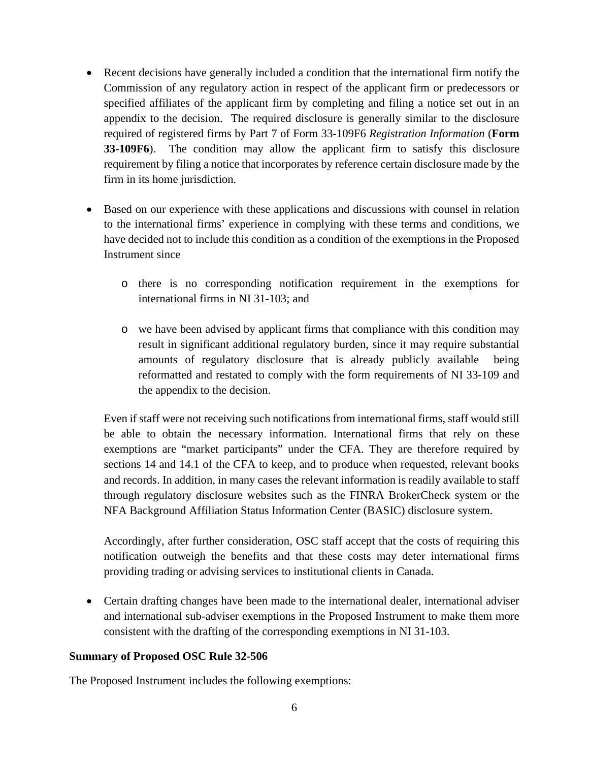- Recent decisions have generally included a condition that the international firm notify the Commission of any regulatory action in respect of the applicant firm or predecessors or specified affiliates of the applicant firm by completing and filing a notice set out in an appendix to the decision. The required disclosure is generally similar to the disclosure required of registered firms by Part 7 of Form 33-109F6 *Registration Information* (**Form 33-109F6**). The condition may allow the applicant firm to satisfy this disclosure requirement by filing a notice that incorporates by reference certain disclosure made by the firm in its home jurisdiction.

- Based on our experience with these applications and discussions with counsel in relation to the international firms' experience in complying with these terms and conditions, we have decided not to include this condition as a condition of the exemptions in the Proposed Instrument since

  - there is no corresponding notification requirement in the exemptions for international firms in NI 31-103; and

  - we have been advised by applicant firms that compliance with this condition may result in significant additional regulatory burden, since it may require substantial amounts of regulatory disclosure that is already publicly available being reformatted and restated to comply with the form requirements of NI 33-109 and the appendix to the decision.

  Even if staff were not receiving such notifications from international firms, staff would still be able to obtain the necessary information. International firms that rely on these exemptions are "market participants" under the CFA. They are therefore required by sections 14 and 14.1 of the CFA to keep, and to produce when requested, relevant books and records. In addition, in many cases the relevant information is readily available to staff through regulatory disclosure websites such as the FINRA BrokerCheck system or the NFA Background Affiliation Status Information Center (BASIC) disclosure system.

  Accordingly, after further consideration, OSC staff accept that the costs of requiring this notification outweigh the benefits and that these costs may deter international firms providing trading or advising services to institutional clients in Canada.

- Certain drafting changes have been made to the international dealer, international adviser and international sub-adviser exemptions in the Proposed Instrument to make them more consistent with the drafting of the corresponding exemptions in NI 31-103.

**Summary of Proposed OSC Rule 32-506**

The Proposed Instrument includes the following exemptions: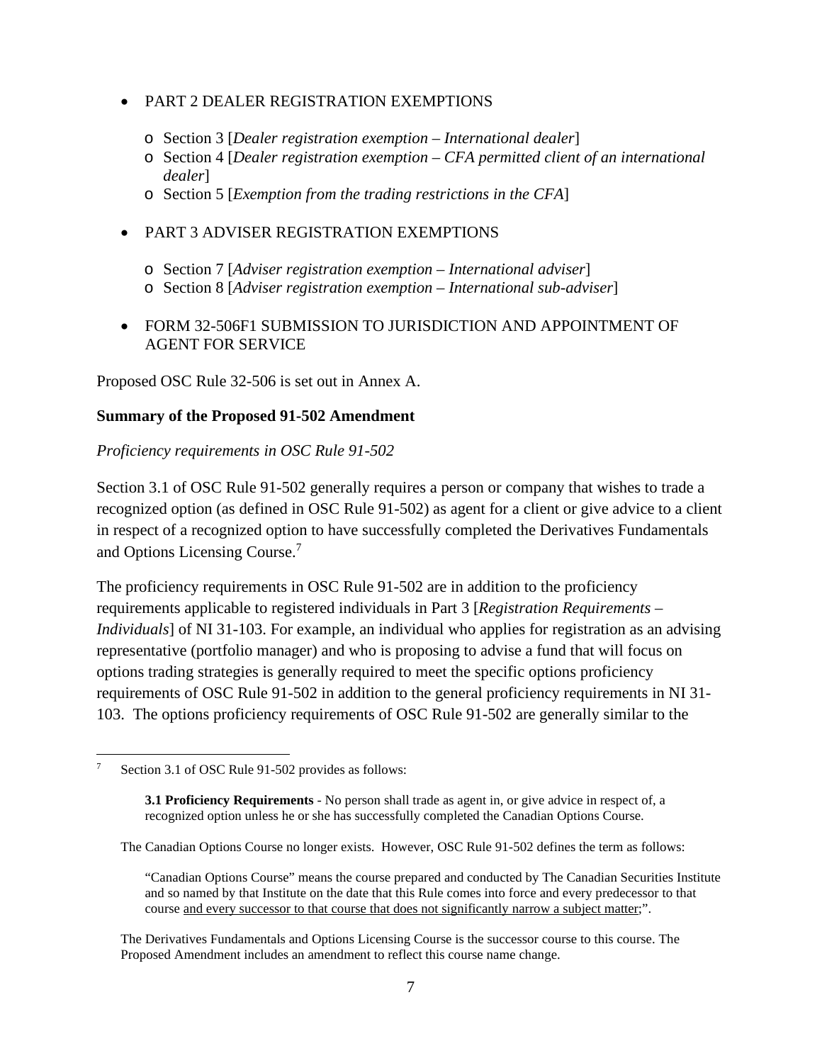- PART 2 DEALER REGISTRATION EXEMPTIONS
    - Section 3 [*Dealer registration exemption – International dealer*]
    - Section 4 [*Dealer registration exemption – CFA permitted client of an international dealer*]
    - Section 5 [*Exemption from the trading restrictions in the CFA*]

- PART 3 ADVISER REGISTRATION EXEMPTIONS
    - Section 7 [*Adviser registration exemption – International adviser*]
    - Section 8 [*Adviser registration exemption – International sub-adviser*]

- FORM 32-506F1 SUBMISSION TO JURISDICTION AND APPOINTMENT OF AGENT FOR SERVICE

Proposed OSC Rule 32-506 is set out in Annex A.

**Summary of the Proposed 91-502 Amendment**

*Proficiency requirements in OSC Rule 91-502*

Section 3.1 of OSC Rule 91-502 generally requires a person or company that wishes to trade a recognized option (as defined in OSC Rule 91-502) as agent for a client or give advice to a client in respect of a recognized option to have successfully completed the Derivatives Fundamentals and Options Licensing Course.[7]

The proficiency requirements in OSC Rule 91-502 are in addition to the proficiency requirements applicable to registered individuals in Part 3 [*Registration Requirements – Individuals*] of NI 31-103. For example, an individual who applies for registration as an advising representative (portfolio manager) and who is proposing to advise a fund that will focus on options trading strategies is generally required to meet the specific options proficiency requirements of OSC Rule 91-502 in addition to the general proficiency requirements in NI 31-103. The options proficiency requirements of OSC Rule 91-502 are generally similar to the

---

[7] Section 3.1 of OSC Rule 91-502 provides as follows:

> **3.1 Proficiency Requirements** - No person shall trade as agent in, or give advice in respect of, a recognized option unless he or she has successfully completed the Canadian Options Course.

The Canadian Options Course no longer exists. However, OSC Rule 91-502 defines the term as follows:

> "Canadian Options Course" means the course prepared and conducted by The Canadian Securities Institute and so named by that Institute on the date that this Rule comes into force and every predecessor to that course <u>and every successor to that course that does not significantly narrow a subject matter</u>;".

The Derivatives Fundamentals and Options Licensing Course is the successor course to this course. The Proposed Amendment includes an amendment to reflect this course name change.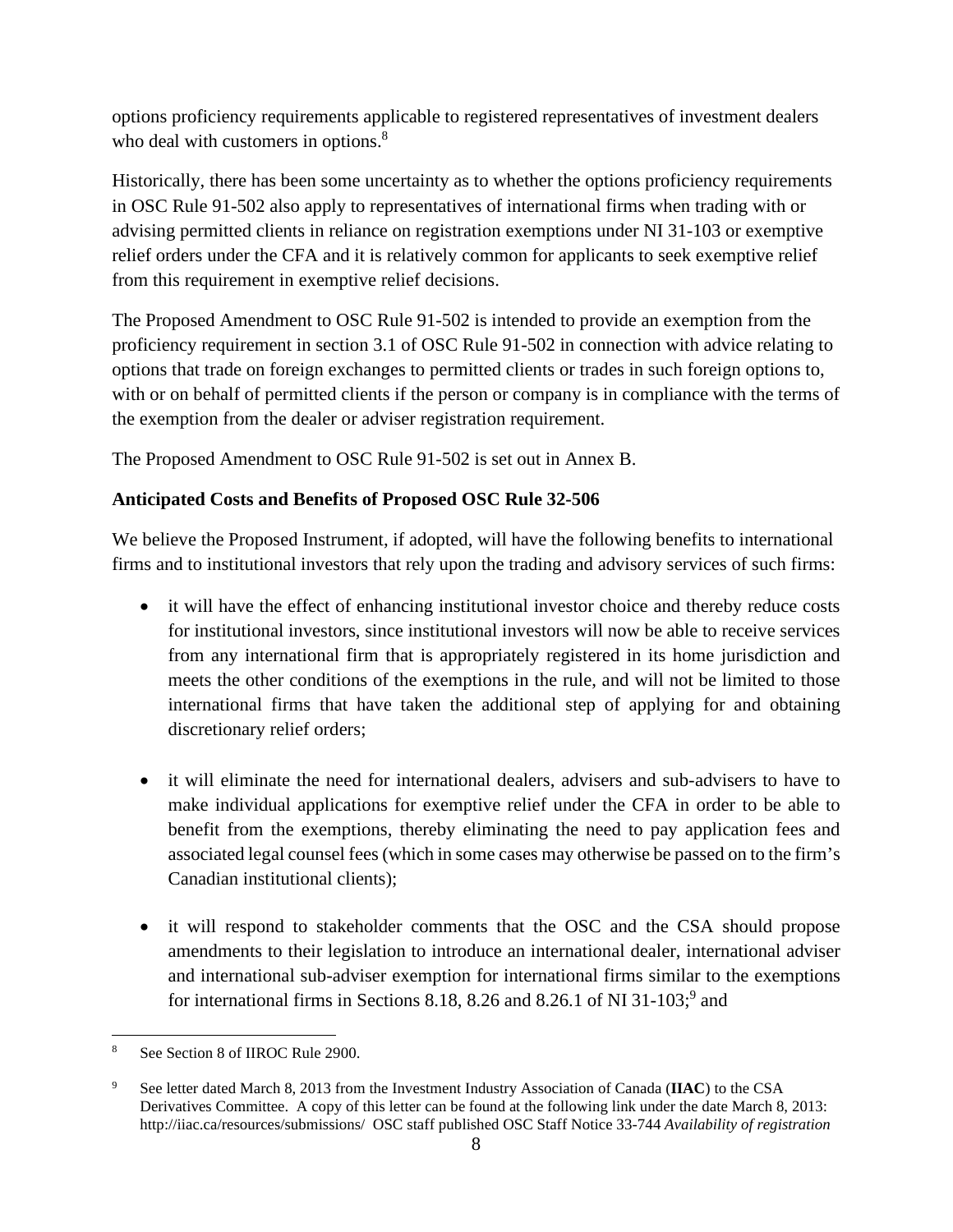options proficiency requirements applicable to registered representatives of investment dealers who deal with customers in options.[8]

Historically, there has been some uncertainty as to whether the options proficiency requirements in OSC Rule 91-502 also apply to representatives of international firms when trading with or advising permitted clients in reliance on registration exemptions under NI 31-103 or exemptive relief orders under the CFA and it is relatively common for applicants to seek exemptive relief from this requirement in exemptive relief decisions.

The Proposed Amendment to OSC Rule 91-502 is intended to provide an exemption from the proficiency requirement in section 3.1 of OSC Rule 91-502 in connection with advice relating to options that trade on foreign exchanges to permitted clients or trades in such foreign options to, with or on behalf of permitted clients if the person or company is in compliance with the terms of the exemption from the dealer or adviser registration requirement.

The Proposed Amendment to OSC Rule 91-502 is set out in Annex B.

**Anticipated Costs and Benefits of Proposed OSC Rule 32-506**

We believe the Proposed Instrument, if adopted, will have the following benefits to international firms and to institutional investors that rely upon the trading and advisory services of such firms:

- it will have the effect of enhancing institutional investor choice and thereby reduce costs for institutional investors, since institutional investors will now be able to receive services from any international firm that is appropriately registered in its home jurisdiction and meets the other conditions of the exemptions in the rule, and will not be limited to those international firms that have taken the additional step of applying for and obtaining discretionary relief orders;

- it will eliminate the need for international dealers, advisers and sub-advisers to have to make individual applications for exemptive relief under the CFA in order to be able to benefit from the exemptions, thereby eliminating the need to pay application fees and associated legal counsel fees (which in some cases may otherwise be passed on to the firm's Canadian institutional clients);

- it will respond to stakeholder comments that the OSC and the CSA should propose amendments to their legislation to introduce an international dealer, international adviser and international sub-adviser exemption for international firms similar to the exemptions for international firms in Sections 8.18, 8.26 and 8.26.1 of NI 31-103;[9] and

---

[8] See Section 8 of IIROC Rule 2900.

[9] See letter dated March 8, 2013 from the Investment Industry Association of Canada (**IIAC**) to the CSA Derivatives Committee. A copy of this letter can be found at the following link under the date March 8, 2013: http://iiac.ca/resources/submissions/ OSC staff published OSC Staff Notice 33-744 *Availability of registration*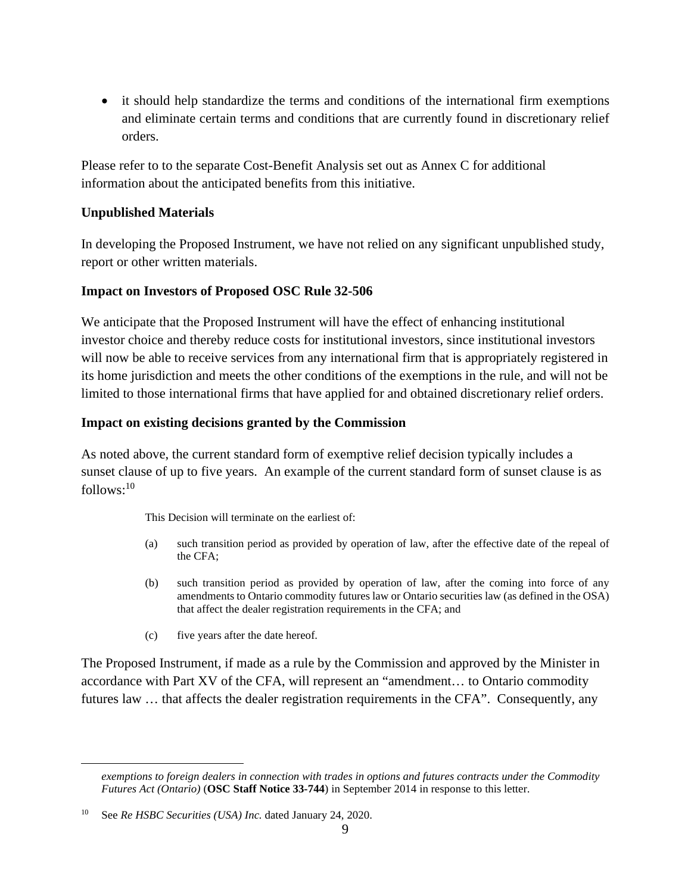- it should help standardize the terms and conditions of the international firm exemptions and eliminate certain terms and conditions that are currently found in discretionary relief orders.

Please refer to to the separate Cost-Benefit Analysis set out as Annex C for additional information about the anticipated benefits from this initiative.

**Unpublished Materials**

In developing the Proposed Instrument, we have not relied on any significant unpublished study, report or other written materials.

**Impact on Investors of Proposed OSC Rule 32-506**

We anticipate that the Proposed Instrument will have the effect of enhancing institutional investor choice and thereby reduce costs for institutional investors, since institutional investors will now be able to receive services from any international firm that is appropriately registered in its home jurisdiction and meets the other conditions of the exemptions in the rule, and will not be limited to those international firms that have applied for and obtained discretionary relief orders.

**Impact on existing decisions granted by the Commission**

As noted above, the current standard form of exemptive relief decision typically includes a sunset clause of up to five years. An example of the current standard form of sunset clause is as follows:[10]

> This Decision will terminate on the earliest of:
>
> (a) such transition period as provided by operation of law, after the effective date of the repeal of the CFA;
>
> (b) such transition period as provided by operation of law, after the coming into force of any amendments to Ontario commodity futures law or Ontario securities law (as defined in the OSA) that affect the dealer registration requirements in the CFA; and
>
> (c) five years after the date hereof.

The Proposed Instrument, if made as a rule by the Commission and approved by the Minister in accordance with Part XV of the CFA, will represent an "amendment… to Ontario commodity futures law … that affects the dealer registration requirements in the CFA". Consequently, any

---

*exemptions to foreign dealers in connection with trades in options and futures contracts under the Commodity Futures Act (Ontario)* (**OSC Staff Notice 33-744**) in September 2014 in response to this letter.

[10] See *Re HSBC Securities (USA) Inc.* dated January 24, 2020.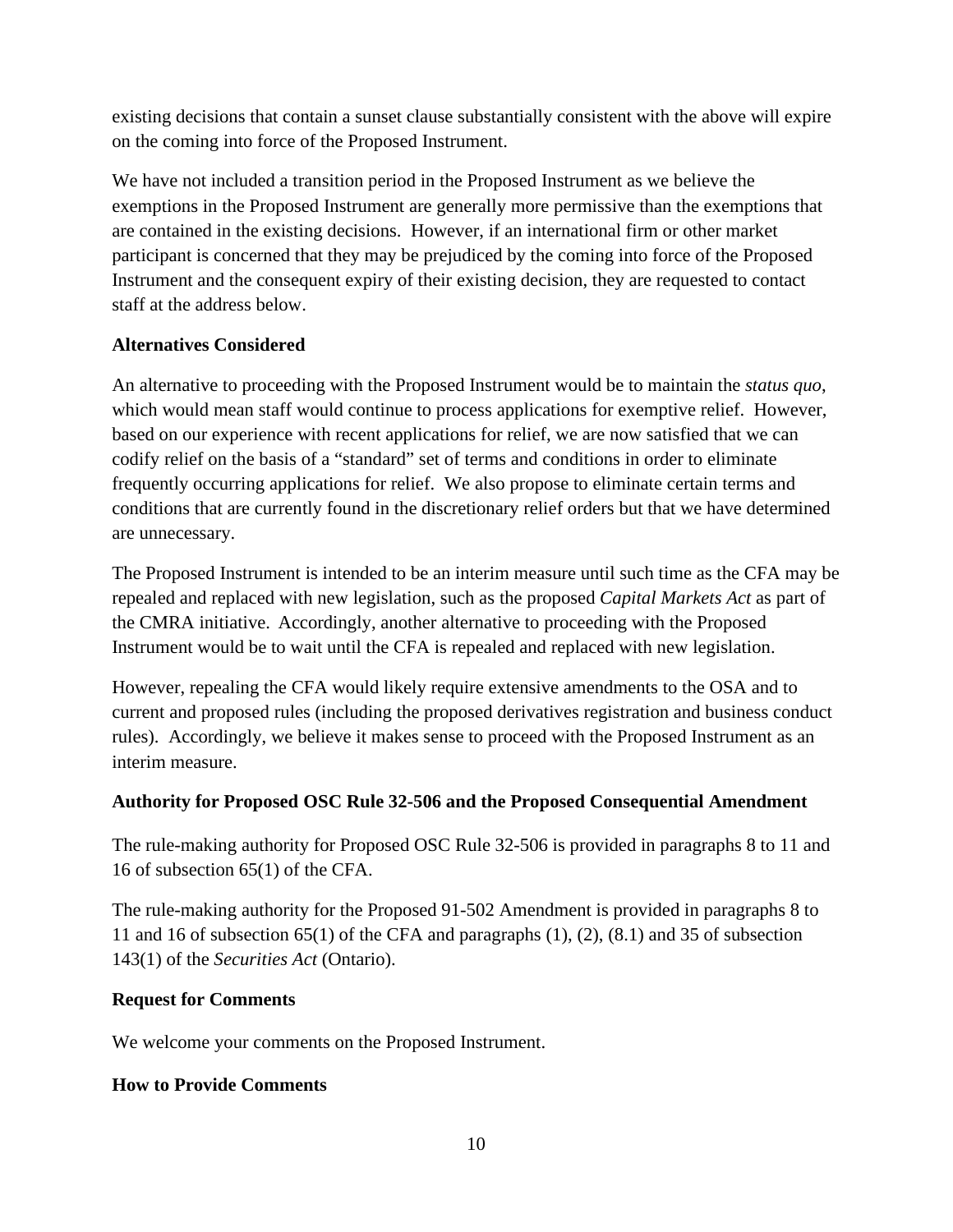existing decisions that contain a sunset clause substantially consistent with the above will expire on the coming into force of the Proposed Instrument.

We have not included a transition period in the Proposed Instrument as we believe the exemptions in the Proposed Instrument are generally more permissive than the exemptions that are contained in the existing decisions. However, if an international firm or other market participant is concerned that they may be prejudiced by the coming into force of the Proposed Instrument and the consequent expiry of their existing decision, they are requested to contact staff at the address below.

**Alternatives Considered**

An alternative to proceeding with the Proposed Instrument would be to maintain the *status quo*, which would mean staff would continue to process applications for exemptive relief. However, based on our experience with recent applications for relief, we are now satisfied that we can codify relief on the basis of a "standard" set of terms and conditions in order to eliminate frequently occurring applications for relief. We also propose to eliminate certain terms and conditions that are currently found in the discretionary relief orders but that we have determined are unnecessary.

The Proposed Instrument is intended to be an interim measure until such time as the CFA may be repealed and replaced with new legislation, such as the proposed *Capital Markets Act* as part of the CMRA initiative. Accordingly, another alternative to proceeding with the Proposed Instrument would be to wait until the CFA is repealed and replaced with new legislation.

However, repealing the CFA would likely require extensive amendments to the OSA and to current and proposed rules (including the proposed derivatives registration and business conduct rules). Accordingly, we believe it makes sense to proceed with the Proposed Instrument as an interim measure.

**Authority for Proposed OSC Rule 32-506 and the Proposed Consequential Amendment**

The rule-making authority for Proposed OSC Rule 32-506 is provided in paragraphs 8 to 11 and 16 of subsection 65(1) of the CFA.

The rule-making authority for the Proposed 91-502 Amendment is provided in paragraphs 8 to 11 and 16 of subsection 65(1) of the CFA and paragraphs (1), (2), (8.1) and 35 of subsection 143(1) of the *Securities Act* (Ontario).

**Request for Comments**

We welcome your comments on the Proposed Instrument.

**How to Provide Comments**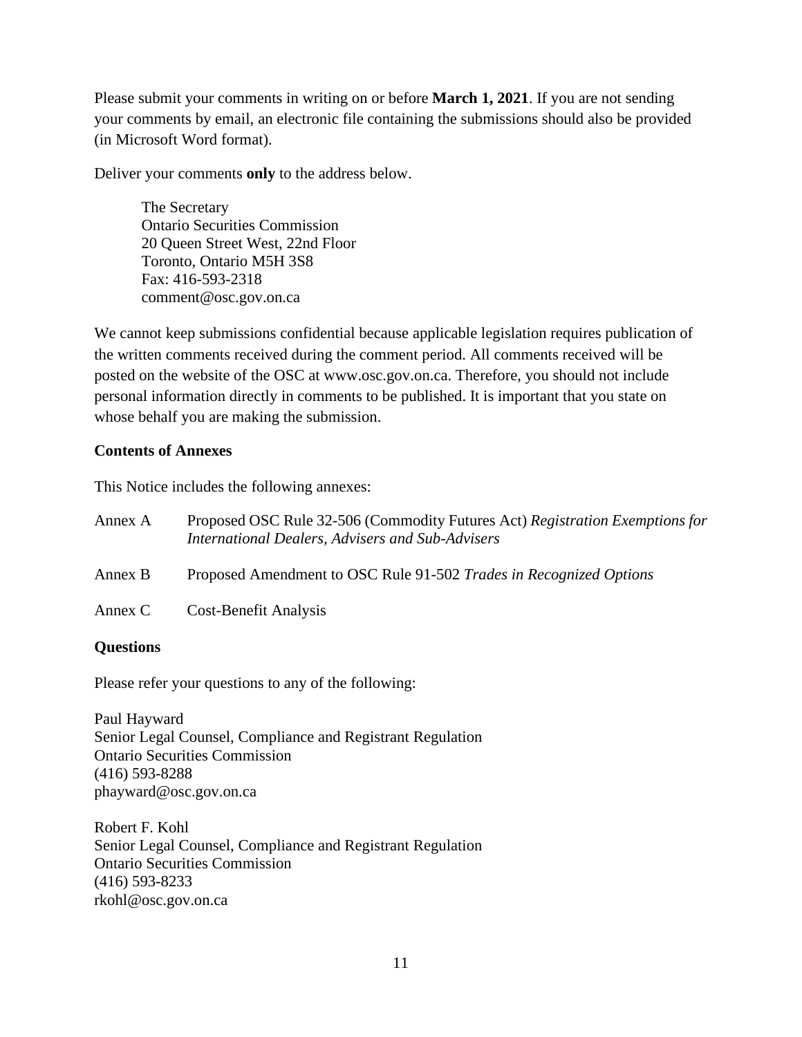Please submit your comments in writing on or before **March 1, 2021**. If you are not sending your comments by email, an electronic file containing the submissions should also be provided (in Microsoft Word format).

Deliver your comments **only** to the address below.

> The Secretary
> Ontario Securities Commission
> 20 Queen Street West, 22nd Floor
> Toronto, Ontario M5H 3S8
> Fax: 416-593-2318
> comment@osc.gov.on.ca

We cannot keep submissions confidential because applicable legislation requires publication of the written comments received during the comment period. All comments received will be posted on the website of the OSC at www.osc.gov.on.ca. Therefore, you should not include personal information directly in comments to be published. It is important that you state on whose behalf you are making the submission.

**Contents of Annexes**

This Notice includes the following annexes:

| | |
|---|---|
| Annex A | Proposed OSC Rule 32-506 (Commodity Futures Act) *Registration Exemptions for International Dealers, Advisers and Sub-Advisers* |
| Annex B | Proposed Amendment to OSC Rule 91-502 *Trades in Recognized Options* |
| Annex C | Cost-Benefit Analysis |

**Questions**

Please refer your questions to any of the following:

Paul Hayward
Senior Legal Counsel, Compliance and Registrant Regulation
Ontario Securities Commission
(416) 593-8288
phayward@osc.gov.on.ca

Robert F. Kohl
Senior Legal Counsel, Compliance and Registrant Regulation
Ontario Securities Commission
(416) 593-8233
rkohl@osc.gov.on.ca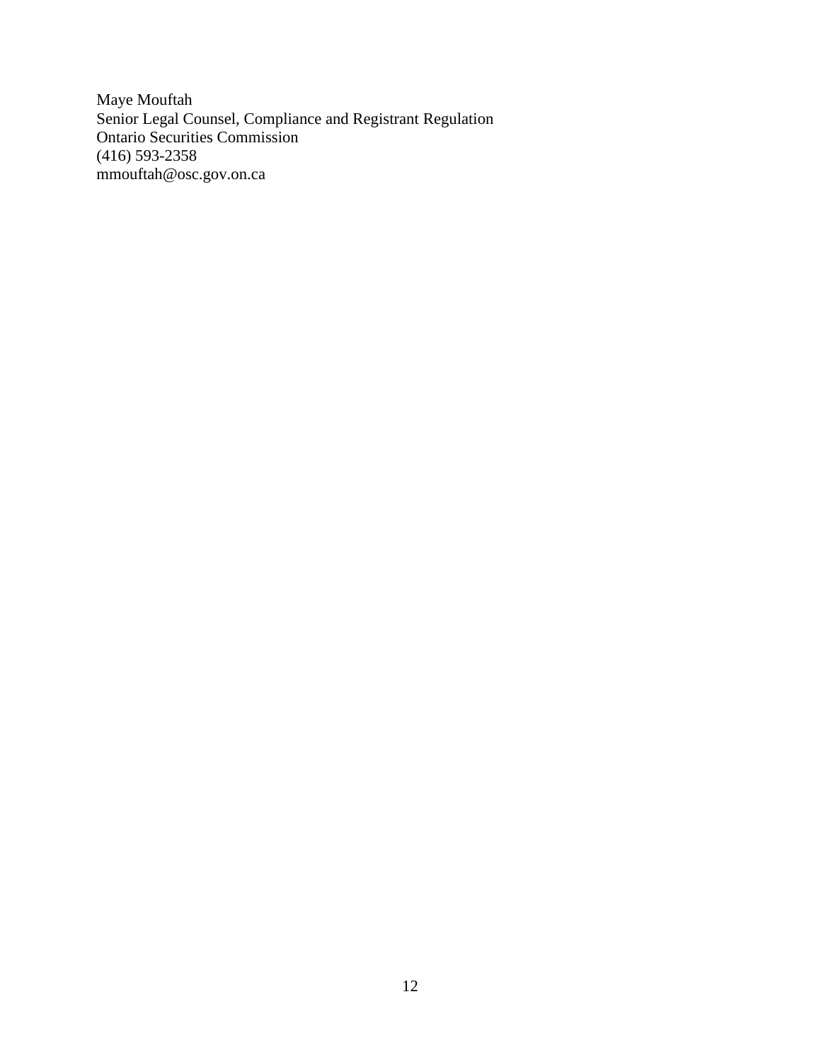Maye Mouftah
Senior Legal Counsel, Compliance and Registrant Regulation
Ontario Securities Commission
(416) 593-2358
mmouftah@osc.gov.on.ca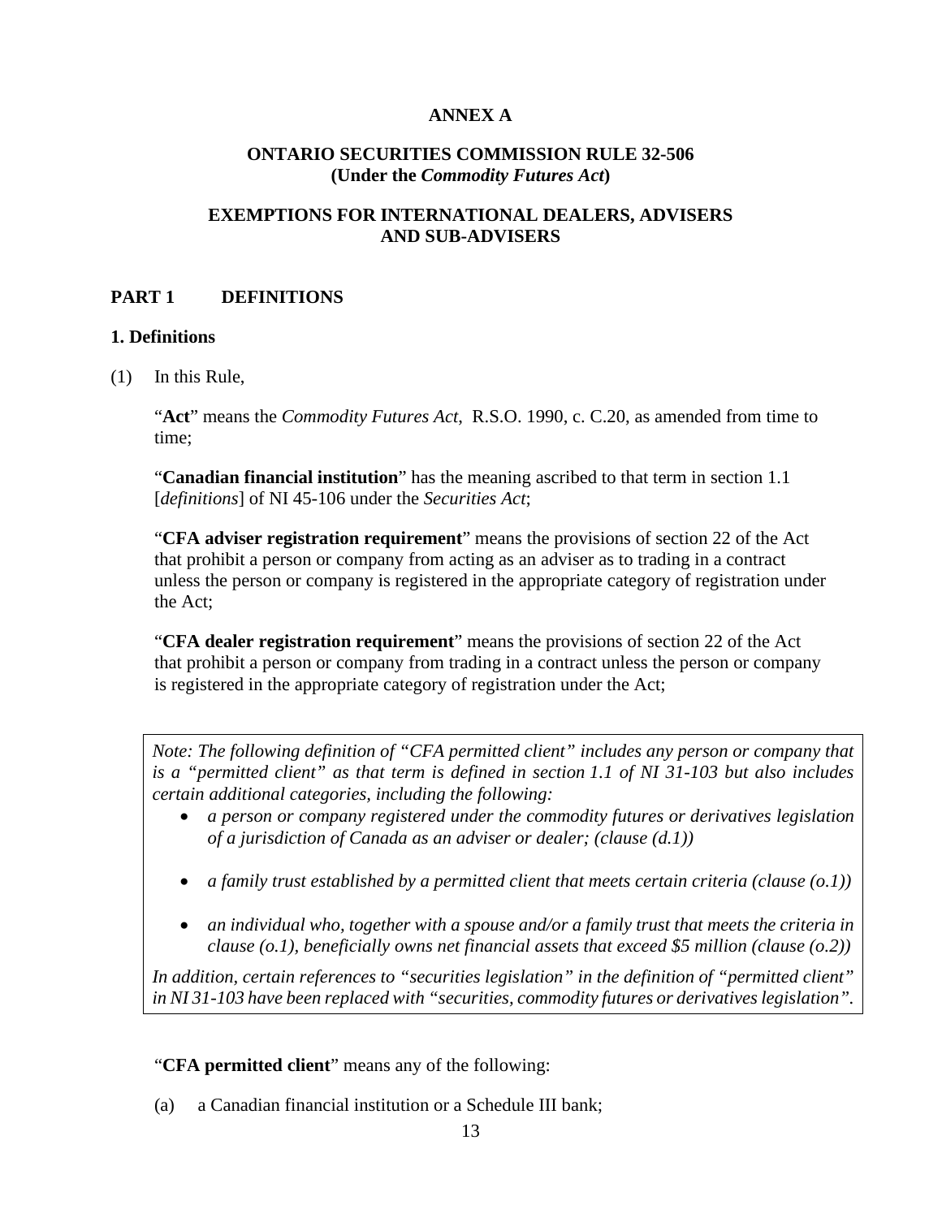**ANNEX A**

**ONTARIO SECURITIES COMMISSION RULE 32-506**
**(Under the *Commodity Futures Act*)**

**EXEMPTIONS FOR INTERNATIONAL DEALERS, ADVISERS AND SUB-ADVISERS**

## PART 1 DEFINITIONS

### 1. Definitions

(1) In this Rule,

"**Act**" means the *Commodity Futures Act*, R.S.O. 1990, c. C.20, as amended from time to time;

"**Canadian financial institution**" has the meaning ascribed to that term in section 1.1 [*definitions*] of NI 45-106 under the *Securities Act*;

"**CFA adviser registration requirement**" means the provisions of section 22 of the Act that prohibit a person or company from acting as an adviser as to trading in a contract unless the person or company is registered in the appropriate category of registration under the Act;

"**CFA dealer registration requirement**" means the provisions of section 22 of the Act that prohibit a person or company from trading in a contract unless the person or company is registered in the appropriate category of registration under the Act;

> *Note: The following definition of "CFA permitted client" includes any person or company that is a "permitted client" as that term is defined in section 1.1 of NI 31-103 but also includes certain additional categories, including the following:*
>
> - *a person or company registered under the commodity futures or derivatives legislation of a jurisdiction of Canada as an adviser or dealer; (clause (d.1))*
> - *a family trust established by a permitted client that meets certain criteria (clause (o.1))*
> - *an individual who, together with a spouse and/or a family trust that meets the criteria in clause (o.1), beneficially owns net financial assets that exceed $5 million (clause (o.2))*
>
> *In addition, certain references to "securities legislation" in the definition of "permitted client" in NI 31-103 have been replaced with "securities, commodity futures or derivatives legislation".*

"**CFA permitted client**" means any of the following:

(a) a Canadian financial institution or a Schedule III bank;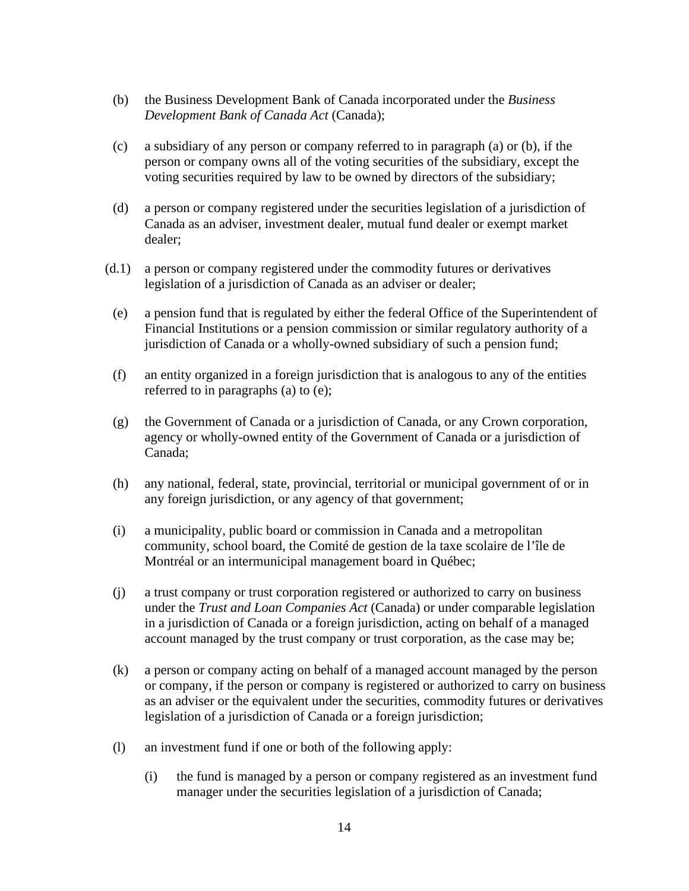(b) the Business Development Bank of Canada incorporated under the *Business Development Bank of Canada Act* (Canada);

(c) a subsidiary of any person or company referred to in paragraph (a) or (b), if the person or company owns all of the voting securities of the subsidiary, except the voting securities required by law to be owned by directors of the subsidiary;

(d) a person or company registered under the securities legislation of a jurisdiction of Canada as an adviser, investment dealer, mutual fund dealer or exempt market dealer;

(d.1) a person or company registered under the commodity futures or derivatives legislation of a jurisdiction of Canada as an adviser or dealer;

(e) a pension fund that is regulated by either the federal Office of the Superintendent of Financial Institutions or a pension commission or similar regulatory authority of a jurisdiction of Canada or a wholly-owned subsidiary of such a pension fund;

(f) an entity organized in a foreign jurisdiction that is analogous to any of the entities referred to in paragraphs (a) to (e);

(g) the Government of Canada or a jurisdiction of Canada, or any Crown corporation, agency or wholly-owned entity of the Government of Canada or a jurisdiction of Canada;

(h) any national, federal, state, provincial, territorial or municipal government of or in any foreign jurisdiction, or any agency of that government;

(i) a municipality, public board or commission in Canada and a metropolitan community, school board, the Comité de gestion de la taxe scolaire de l'île de Montréal or an intermunicipal management board in Québec;

(j) a trust company or trust corporation registered or authorized to carry on business under the *Trust and Loan Companies Act* (Canada) or under comparable legislation in a jurisdiction of Canada or a foreign jurisdiction, acting on behalf of a managed account managed by the trust company or trust corporation, as the case may be;

(k) a person or company acting on behalf of a managed account managed by the person or company, if the person or company is registered or authorized to carry on business as an adviser or the equivalent under the securities, commodity futures or derivatives legislation of a jurisdiction of Canada or a foreign jurisdiction;

(l) an investment fund if one or both of the following apply:

  (i) the fund is managed by a person or company registered as an investment fund manager under the securities legislation of a jurisdiction of Canada;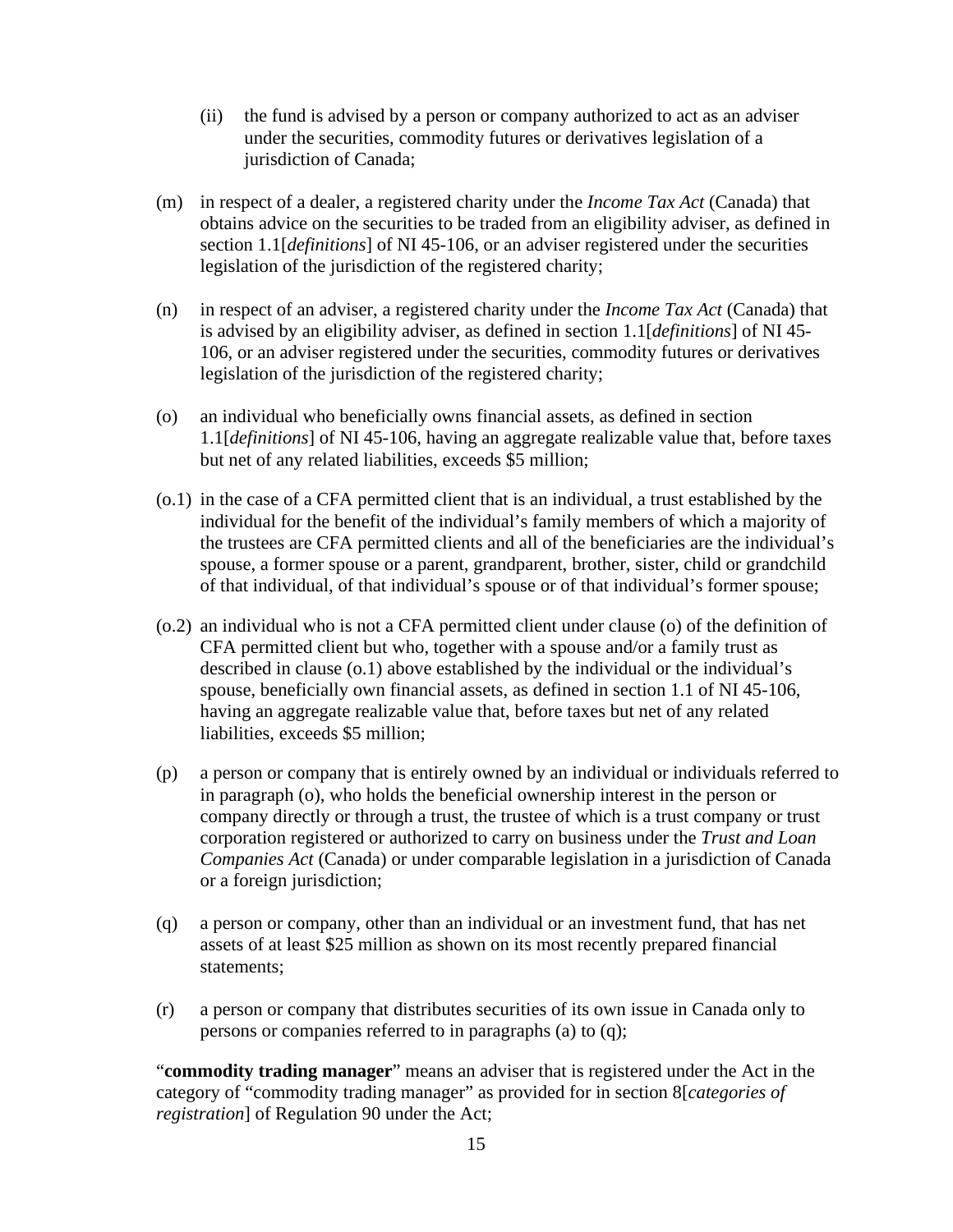(ii) the fund is advised by a person or company authorized to act as an adviser under the securities, commodity futures or derivatives legislation of a jurisdiction of Canada;

(m) in respect of a dealer, a registered charity under the *Income Tax Act* (Canada) that obtains advice on the securities to be traded from an eligibility adviser, as defined in section 1.1[*definitions*] of NI 45-106, or an adviser registered under the securities legislation of the jurisdiction of the registered charity;

(n) in respect of an adviser, a registered charity under the *Income Tax Act* (Canada) that is advised by an eligibility adviser, as defined in section 1.1[*definitions*] of NI 45-106, or an adviser registered under the securities, commodity futures or derivatives legislation of the jurisdiction of the registered charity;

(o) an individual who beneficially owns financial assets, as defined in section 1.1[*definitions*] of NI 45-106, having an aggregate realizable value that, before taxes but net of any related liabilities, exceeds $5 million;

(o.1) in the case of a CFA permitted client that is an individual, a trust established by the individual for the benefit of the individual's family members of which a majority of the trustees are CFA permitted clients and all of the beneficiaries are the individual's spouse, a former spouse or a parent, grandparent, brother, sister, child or grandchild of that individual, of that individual's spouse or of that individual's former spouse;

(o.2) an individual who is not a CFA permitted client under clause (o) of the definition of CFA permitted client but who, together with a spouse and/or a family trust as described in clause (o.1) above established by the individual or the individual's spouse, beneficially own financial assets, as defined in section 1.1 of NI 45-106, having an aggregate realizable value that, before taxes but net of any related liabilities, exceeds $5 million;

(p) a person or company that is entirely owned by an individual or individuals referred to in paragraph (o), who holds the beneficial ownership interest in the person or company directly or through a trust, the trustee of which is a trust company or trust corporation registered or authorized to carry on business under the *Trust and Loan Companies Act* (Canada) or under comparable legislation in a jurisdiction of Canada or a foreign jurisdiction;

(q) a person or company, other than an individual or an investment fund, that has net assets of at least $25 million as shown on its most recently prepared financial statements;

(r) a person or company that distributes securities of its own issue in Canada only to persons or companies referred to in paragraphs (a) to (q);

"**commodity trading manager**" means an adviser that is registered under the Act in the category of "commodity trading manager" as provided for in section 8[*categories of registration*] of Regulation 90 under the Act;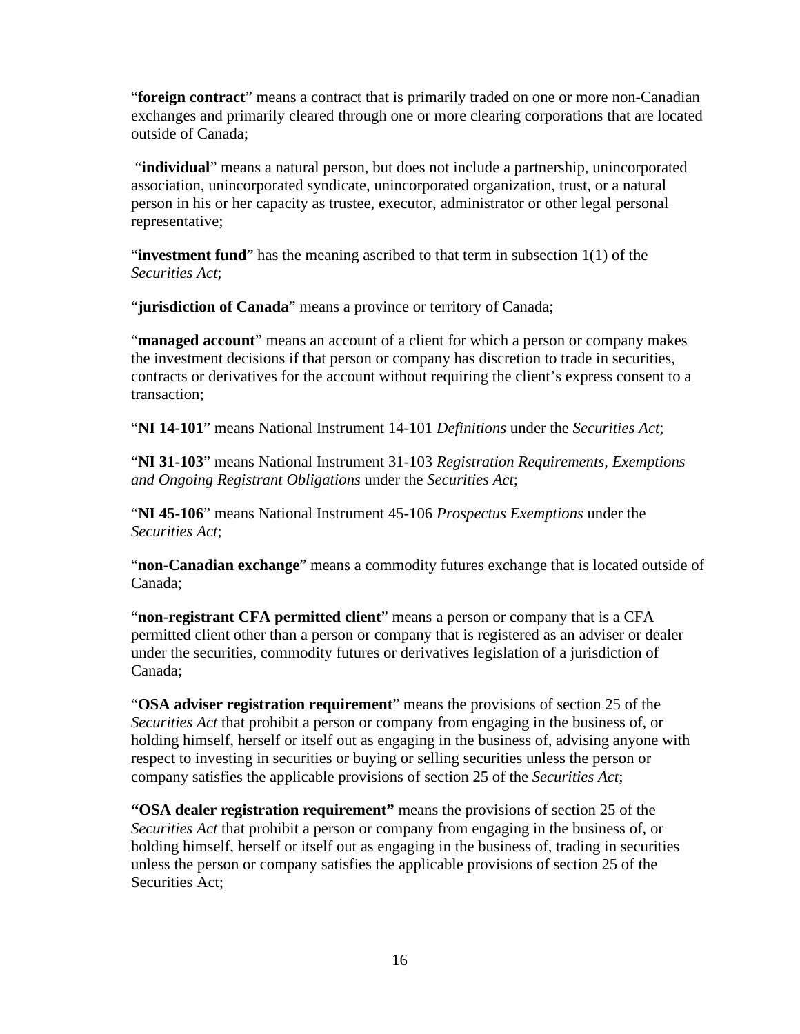"**foreign contract**" means a contract that is primarily traded on one or more non-Canadian exchanges and primarily cleared through one or more clearing corporations that are located outside of Canada;

"**individual**" means a natural person, but does not include a partnership, unincorporated association, unincorporated syndicate, unincorporated organization, trust, or a natural person in his or her capacity as trustee, executor, administrator or other legal personal representative;

"**investment fund**" has the meaning ascribed to that term in subsection 1(1) of the *Securities Act*;

"**jurisdiction of Canada**" means a province or territory of Canada;

"**managed account**" means an account of a client for which a person or company makes the investment decisions if that person or company has discretion to trade in securities, contracts or derivatives for the account without requiring the client's express consent to a transaction;

"**NI 14-101**" means National Instrument 14-101 *Definitions* under the *Securities Act*;

"**NI 31-103**" means National Instrument 31-103 *Registration Requirements, Exemptions and Ongoing Registrant Obligations* under the *Securities Act*;

"**NI 45-106**" means National Instrument 45-106 *Prospectus Exemptions* under the *Securities Act*;

"**non-Canadian exchange**" means a commodity futures exchange that is located outside of Canada;

"**non-registrant CFA permitted client**" means a person or company that is a CFA permitted client other than a person or company that is registered as an adviser or dealer under the securities, commodity futures or derivatives legislation of a jurisdiction of Canada;

"**OSA adviser registration requirement**" means the provisions of section 25 of the *Securities Act* that prohibit a person or company from engaging in the business of, or holding himself, herself or itself out as engaging in the business of, advising anyone with respect to investing in securities or buying or selling securities unless the person or company satisfies the applicable provisions of section 25 of the *Securities Act*;

**"OSA dealer registration requirement"** means the provisions of section 25 of the *Securities Act* that prohibit a person or company from engaging in the business of, or holding himself, herself or itself out as engaging in the business of, trading in securities unless the person or company satisfies the applicable provisions of section 25 of the Securities Act;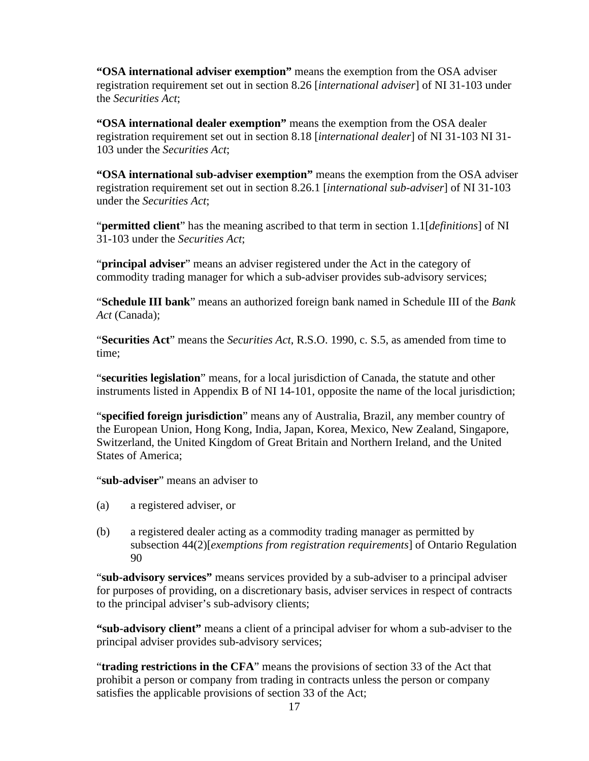**"OSA international adviser exemption"** means the exemption from the OSA adviser registration requirement set out in section 8.26 [*international adviser*] of NI 31-103 under the *Securities Act*;

**"OSA international dealer exemption"** means the exemption from the OSA dealer registration requirement set out in section 8.18 [*international dealer*] of NI 31-103 NI 31-103 under the *Securities Act*;

**"OSA international sub-adviser exemption"** means the exemption from the OSA adviser registration requirement set out in section 8.26.1 [*international sub-adviser*] of NI 31-103 under the *Securities Act*;

"**permitted client**" has the meaning ascribed to that term in section 1.1[*definitions*] of NI 31-103 under the *Securities Act*;

"**principal adviser**" means an adviser registered under the Act in the category of commodity trading manager for which a sub-adviser provides sub-advisory services;

"**Schedule III bank**" means an authorized foreign bank named in Schedule III of the *Bank Act* (Canada);

"**Securities Act**" means the *Securities Act*, R.S.O. 1990, c. S.5, as amended from time to time;

"**securities legislation**" means, for a local jurisdiction of Canada, the statute and other instruments listed in Appendix B of NI 14-101, opposite the name of the local jurisdiction;

"**specified foreign jurisdiction**" means any of Australia, Brazil, any member country of the European Union, Hong Kong, India, Japan, Korea, Mexico, New Zealand, Singapore, Switzerland, the United Kingdom of Great Britain and Northern Ireland, and the United States of America;

"**sub-adviser**" means an adviser to

(a) a registered adviser, or

(b) a registered dealer acting as a commodity trading manager as permitted by subsection 44(2)[*exemptions from registration requirements*] of Ontario Regulation 90

"**sub-advisory services"** means services provided by a sub-adviser to a principal adviser for purposes of providing, on a discretionary basis, adviser services in respect of contracts to the principal adviser's sub-advisory clients;

**"sub-advisory client"** means a client of a principal adviser for whom a sub-adviser to the principal adviser provides sub-advisory services;

"**trading restrictions in the CFA**" means the provisions of section 33 of the Act that prohibit a person or company from trading in contracts unless the person or company satisfies the applicable provisions of section 33 of the Act;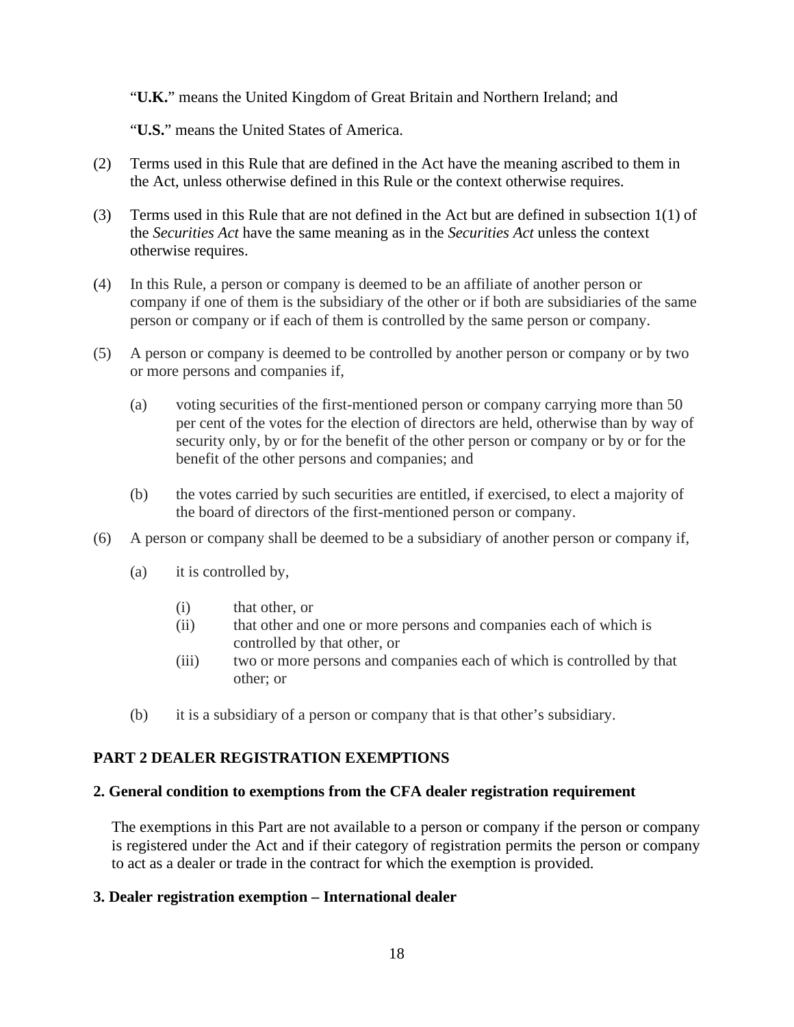"**U.K.**" means the United Kingdom of Great Britain and Northern Ireland; and

"**U.S.**" means the United States of America.

(2) Terms used in this Rule that are defined in the Act have the meaning ascribed to them in the Act, unless otherwise defined in this Rule or the context otherwise requires.

(3) Terms used in this Rule that are not defined in the Act but are defined in subsection 1(1) of the *Securities Act* have the same meaning as in the *Securities Act* unless the context otherwise requires.

(4) In this Rule, a person or company is deemed to be an affiliate of another person or company if one of them is the subsidiary of the other or if both are subsidiaries of the same person or company or if each of them is controlled by the same person or company.

(5) A person or company is deemed to be controlled by another person or company or by two or more persons and companies if,

  (a) voting securities of the first-mentioned person or company carrying more than 50 per cent of the votes for the election of directors are held, otherwise than by way of security only, by or for the benefit of the other person or company or by or for the benefit of the other persons and companies; and

  (b) the votes carried by such securities are entitled, if exercised, to elect a majority of the board of directors of the first-mentioned person or company.

(6) A person or company shall be deemed to be a subsidiary of another person or company if,

  (a) it is controlled by,

    (i) that other, or
    (ii) that other and one or more persons and companies each of which is controlled by that other, or
    (iii) two or more persons and companies each of which is controlled by that other; or

  (b) it is a subsidiary of a person or company that is that other's subsidiary.

## PART 2 DEALER REGISTRATION EXEMPTIONS

### 2. General condition to exemptions from the CFA dealer registration requirement

The exemptions in this Part are not available to a person or company if the person or company is registered under the Act and if their category of registration permits the person or company to act as a dealer or trade in the contract for which the exemption is provided.

### 3. Dealer registration exemption – International dealer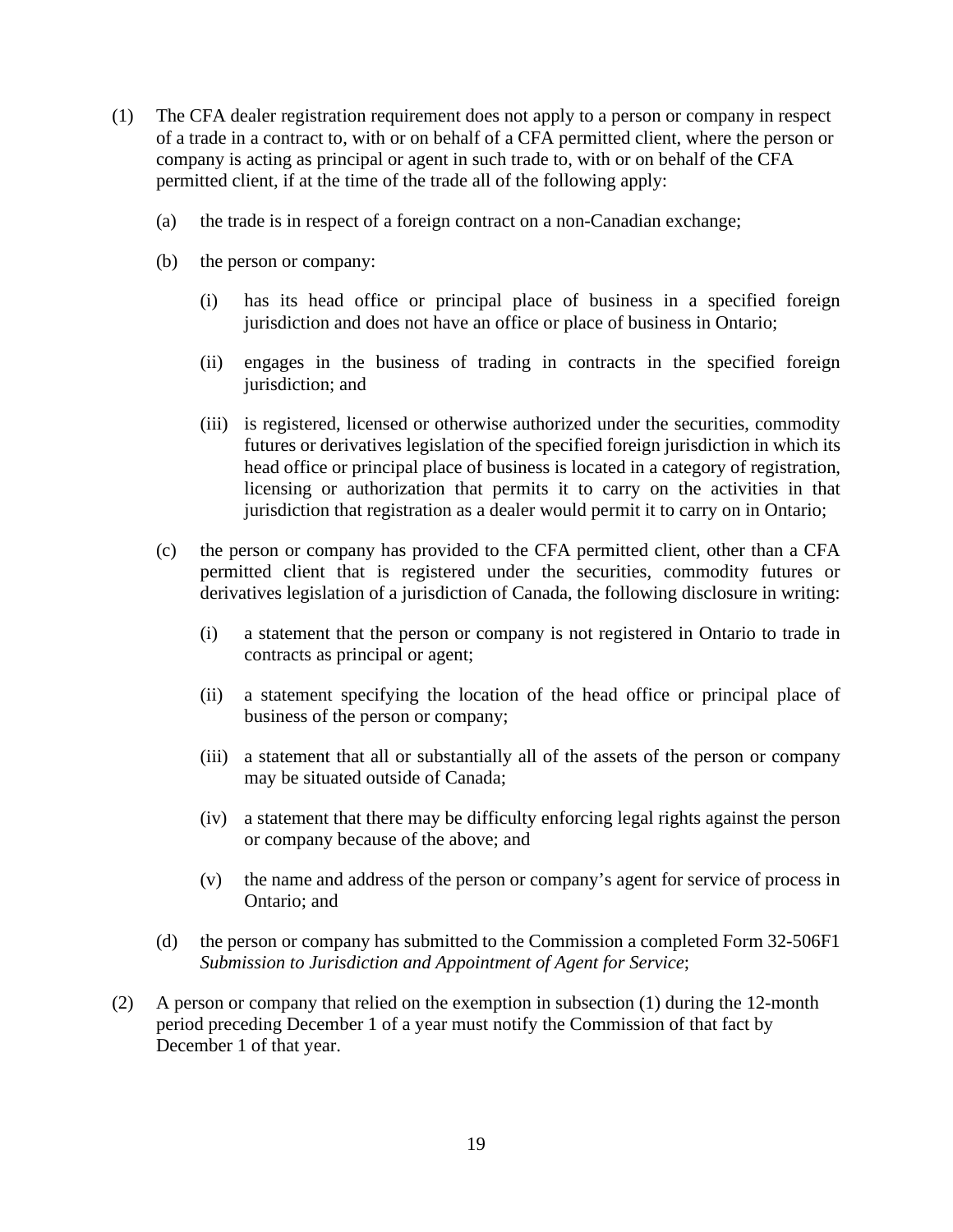(1) The CFA dealer registration requirement does not apply to a person or company in respect of a trade in a contract to, with or on behalf of a CFA permitted client, where the person or company is acting as principal or agent in such trade to, with or on behalf of the CFA permitted client, if at the time of the trade all of the following apply:

   (a) the trade is in respect of a foreign contract on a non-Canadian exchange;

   (b) the person or company:

      (i) has its head office or principal place of business in a specified foreign jurisdiction and does not have an office or place of business in Ontario;

      (ii) engages in the business of trading in contracts in the specified foreign jurisdiction; and

      (iii) is registered, licensed or otherwise authorized under the securities, commodity futures or derivatives legislation of the specified foreign jurisdiction in which its head office or principal place of business is located in a category of registration, licensing or authorization that permits it to carry on the activities in that jurisdiction that registration as a dealer would permit it to carry on in Ontario;

   (c) the person or company has provided to the CFA permitted client, other than a CFA permitted client that is registered under the securities, commodity futures or derivatives legislation of a jurisdiction of Canada, the following disclosure in writing:

      (i) a statement that the person or company is not registered in Ontario to trade in contracts as principal or agent;

      (ii) a statement specifying the location of the head office or principal place of business of the person or company;

      (iii) a statement that all or substantially all of the assets of the person or company may be situated outside of Canada;

      (iv) a statement that there may be difficulty enforcing legal rights against the person or company because of the above; and

      (v) the name and address of the person or company's agent for service of process in Ontario; and

   (d) the person or company has submitted to the Commission a completed Form 32-506F1 *Submission to Jurisdiction and Appointment of Agent for Service*;

(2) A person or company that relied on the exemption in subsection (1) during the 12-month period preceding December 1 of a year must notify the Commission of that fact by December 1 of that year.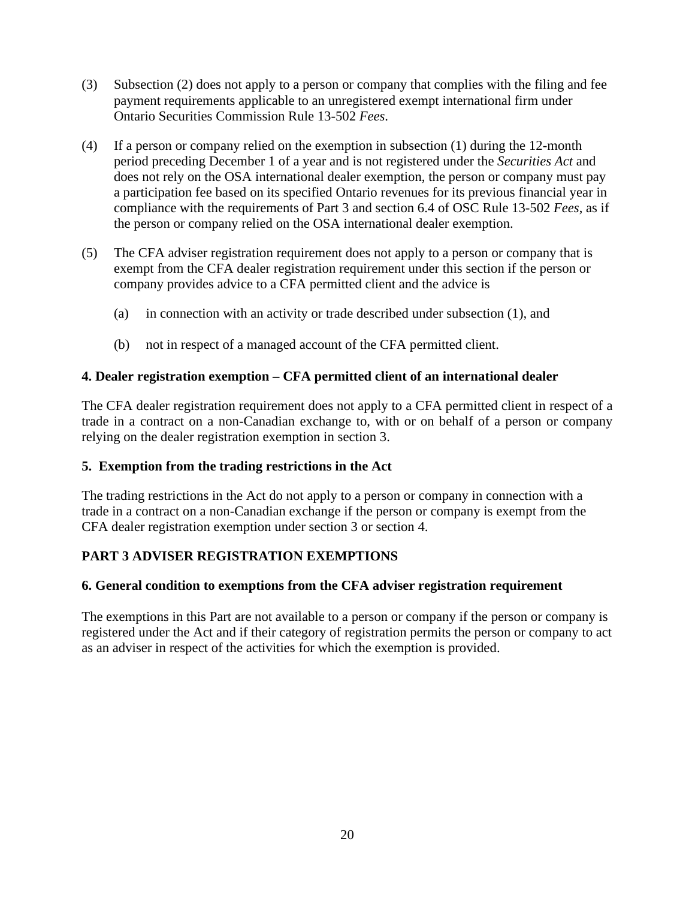(3) Subsection (2) does not apply to a person or company that complies with the filing and fee payment requirements applicable to an unregistered exempt international firm under Ontario Securities Commission Rule 13-502 *Fees*.

(4) If a person or company relied on the exemption in subsection (1) during the 12-month period preceding December 1 of a year and is not registered under the *Securities Act* and does not rely on the OSA international dealer exemption, the person or company must pay a participation fee based on its specified Ontario revenues for its previous financial year in compliance with the requirements of Part 3 and section 6.4 of OSC Rule 13-502 *Fees*, as if the person or company relied on the OSA international dealer exemption.

(5) The CFA adviser registration requirement does not apply to a person or company that is exempt from the CFA dealer registration requirement under this section if the person or company provides advice to a CFA permitted client and the advice is

(a) in connection with an activity or trade described under subsection (1), and

(b) not in respect of a managed account of the CFA permitted client.

**4. Dealer registration exemption – CFA permitted client of an international dealer**

The CFA dealer registration requirement does not apply to a CFA permitted client in respect of a trade in a contract on a non-Canadian exchange to, with or on behalf of a person or company relying on the dealer registration exemption in section 3.

**5. Exemption from the trading restrictions in the Act**

The trading restrictions in the Act do not apply to a person or company in connection with a trade in a contract on a non-Canadian exchange if the person or company is exempt from the CFA dealer registration exemption under section 3 or section 4.

## PART 3 ADVISER REGISTRATION EXEMPTIONS

**6. General condition to exemptions from the CFA adviser registration requirement**

The exemptions in this Part are not available to a person or company if the person or company is registered under the Act and if their category of registration permits the person or company to act as an adviser in respect of the activities for which the exemption is provided.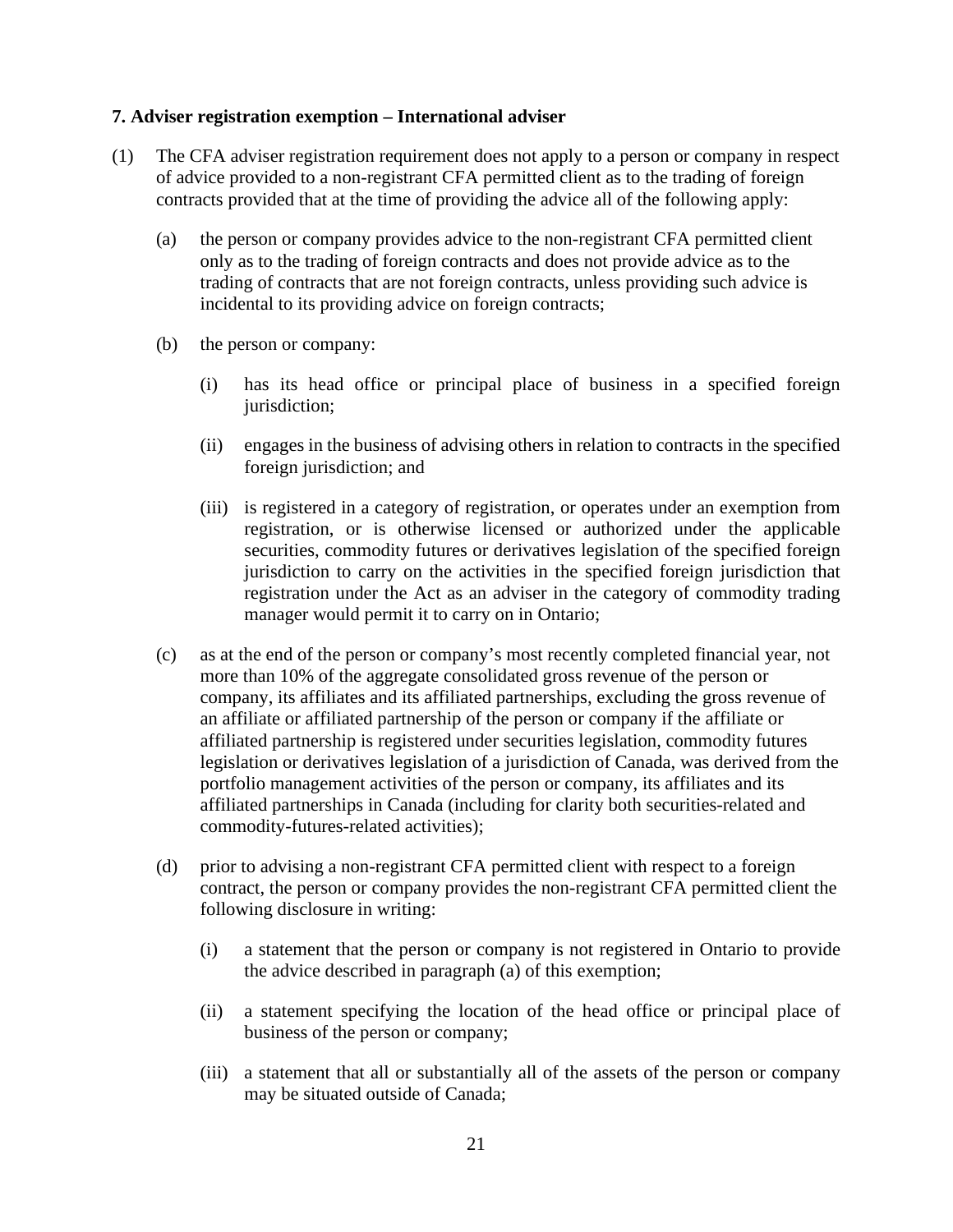**7. Adviser registration exemption – International adviser**

(1) The CFA adviser registration requirement does not apply to a person or company in respect of advice provided to a non-registrant CFA permitted client as to the trading of foreign contracts provided that at the time of providing the advice all of the following apply:

(a) the person or company provides advice to the non-registrant CFA permitted client only as to the trading of foreign contracts and does not provide advice as to the trading of contracts that are not foreign contracts, unless providing such advice is incidental to its providing advice on foreign contracts;

(b) the person or company:

(i) has its head office or principal place of business in a specified foreign jurisdiction;

(ii) engages in the business of advising others in relation to contracts in the specified foreign jurisdiction; and

(iii) is registered in a category of registration, or operates under an exemption from registration, or is otherwise licensed or authorized under the applicable securities, commodity futures or derivatives legislation of the specified foreign jurisdiction to carry on the activities in the specified foreign jurisdiction that registration under the Act as an adviser in the category of commodity trading manager would permit it to carry on in Ontario;

(c) as at the end of the person or company's most recently completed financial year, not more than 10% of the aggregate consolidated gross revenue of the person or company, its affiliates and its affiliated partnerships, excluding the gross revenue of an affiliate or affiliated partnership of the person or company if the affiliate or affiliated partnership is registered under securities legislation, commodity futures legislation or derivatives legislation of a jurisdiction of Canada, was derived from the portfolio management activities of the person or company, its affiliates and its affiliated partnerships in Canada (including for clarity both securities-related and commodity-futures-related activities);

(d) prior to advising a non-registrant CFA permitted client with respect to a foreign contract, the person or company provides the non-registrant CFA permitted client the following disclosure in writing:

(i) a statement that the person or company is not registered in Ontario to provide the advice described in paragraph (a) of this exemption;

(ii) a statement specifying the location of the head office or principal place of business of the person or company;

(iii) a statement that all or substantially all of the assets of the person or company may be situated outside of Canada;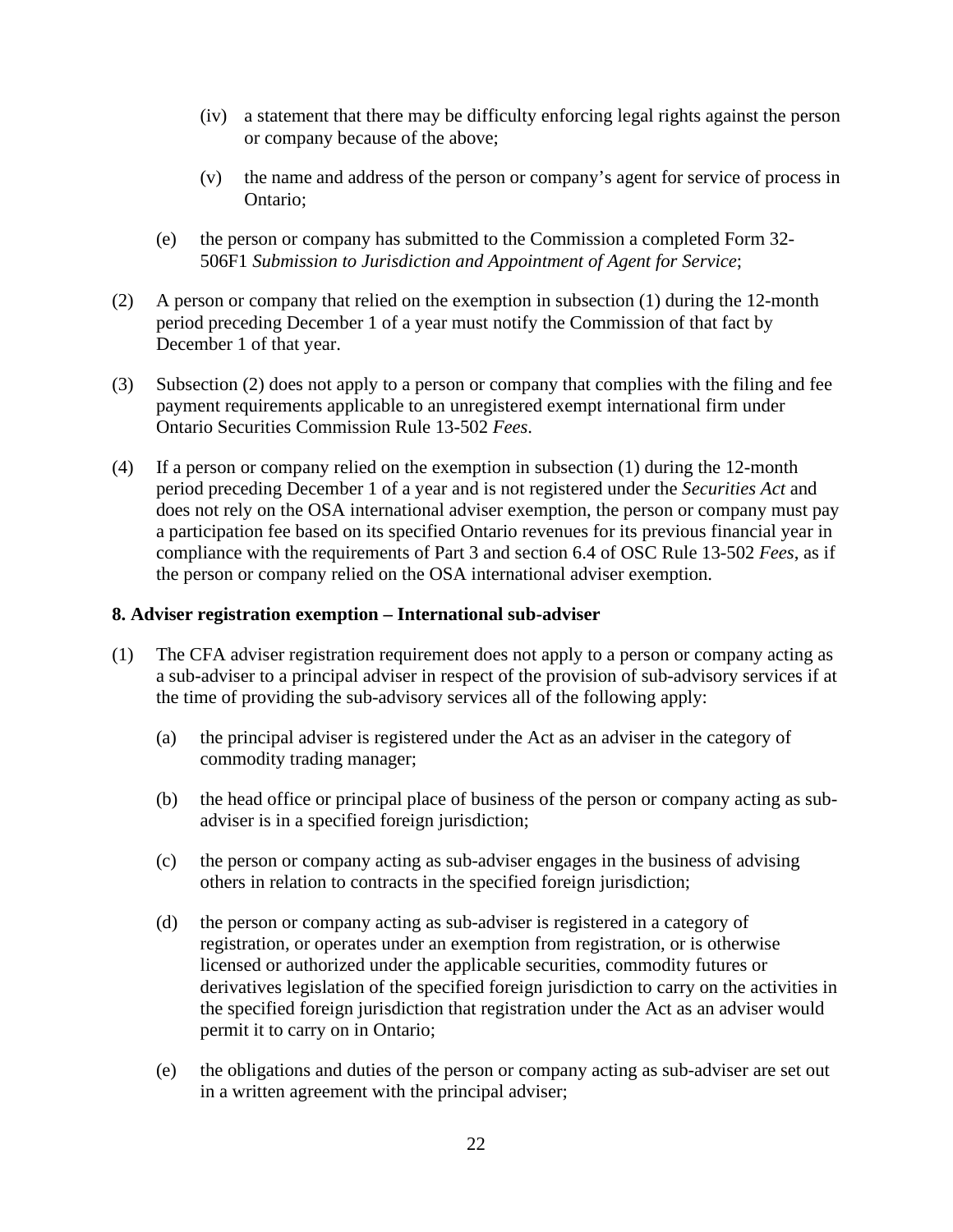(iv) a statement that there may be difficulty enforcing legal rights against the person or company because of the above;

(v) the name and address of the person or company's agent for service of process in Ontario;

(e) the person or company has submitted to the Commission a completed Form 32-506F1 *Submission to Jurisdiction and Appointment of Agent for Service*;

(2) A person or company that relied on the exemption in subsection (1) during the 12-month period preceding December 1 of a year must notify the Commission of that fact by December 1 of that year.

(3) Subsection (2) does not apply to a person or company that complies with the filing and fee payment requirements applicable to an unregistered exempt international firm under Ontario Securities Commission Rule 13-502 *Fees*.

(4) If a person or company relied on the exemption in subsection (1) during the 12-month period preceding December 1 of a year and is not registered under the *Securities Act* and does not rely on the OSA international adviser exemption, the person or company must pay a participation fee based on its specified Ontario revenues for its previous financial year in compliance with the requirements of Part 3 and section 6.4 of OSC Rule 13-502 *Fees*, as if the person or company relied on the OSA international adviser exemption.

**8. Adviser registration exemption – International sub-adviser**

(1) The CFA adviser registration requirement does not apply to a person or company acting as a sub-adviser to a principal adviser in respect of the provision of sub-advisory services if at the time of providing the sub-advisory services all of the following apply:

(a) the principal adviser is registered under the Act as an adviser in the category of commodity trading manager;

(b) the head office or principal place of business of the person or company acting as sub-adviser is in a specified foreign jurisdiction;

(c) the person or company acting as sub-adviser engages in the business of advising others in relation to contracts in the specified foreign jurisdiction;

(d) the person or company acting as sub-adviser is registered in a category of registration, or operates under an exemption from registration, or is otherwise licensed or authorized under the applicable securities, commodity futures or derivatives legislation of the specified foreign jurisdiction to carry on the activities in the specified foreign jurisdiction that registration under the Act as an adviser would permit it to carry on in Ontario;

(e) the obligations and duties of the person or company acting as sub-adviser are set out in a written agreement with the principal adviser;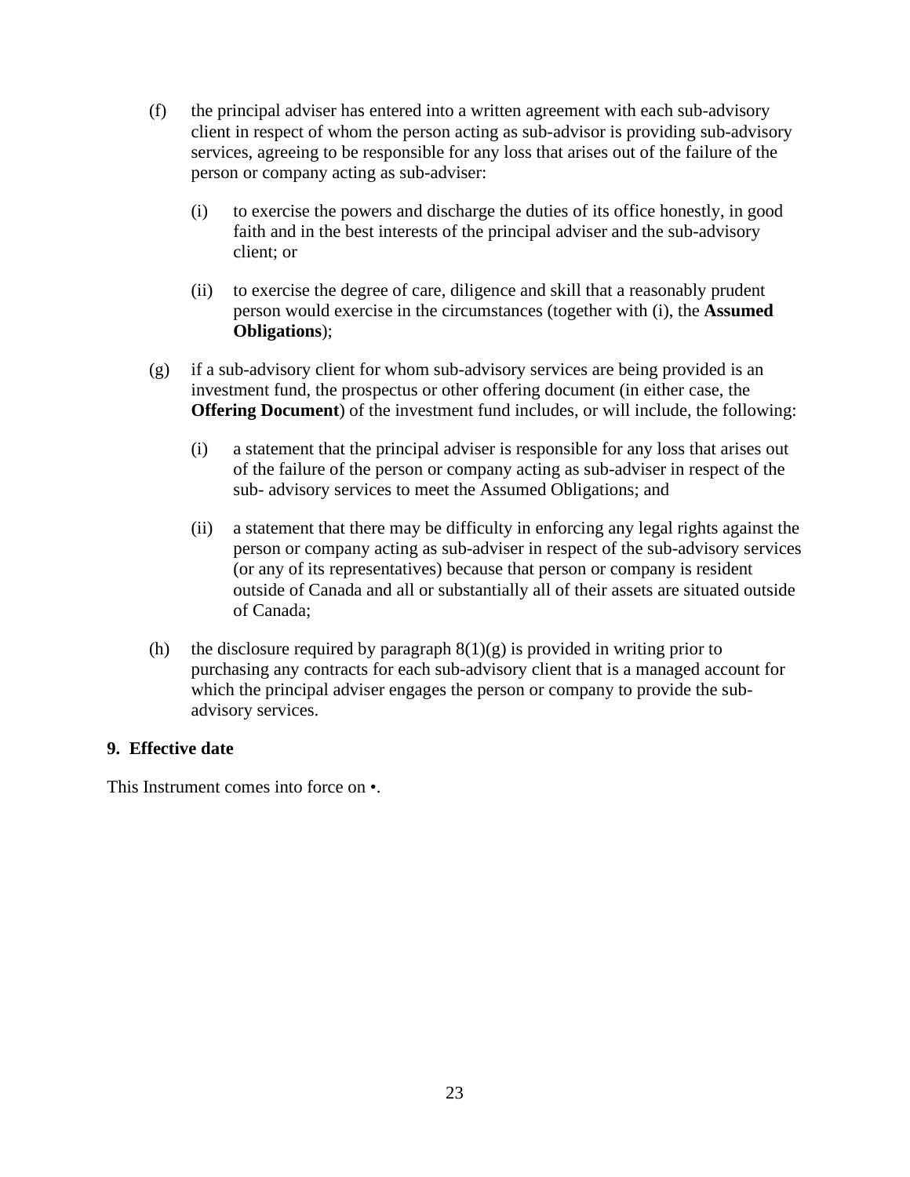(f) the principal adviser has entered into a written agreement with each sub-advisory client in respect of whom the person acting as sub-advisor is providing sub-advisory services, agreeing to be responsible for any loss that arises out of the failure of the person or company acting as sub-adviser:

   (i) to exercise the powers and discharge the duties of its office honestly, in good faith and in the best interests of the principal adviser and the sub-advisory client; or

   (ii) to exercise the degree of care, diligence and skill that a reasonably prudent person would exercise in the circumstances (together with (i), the **Assumed Obligations**);

(g) if a sub-advisory client for whom sub-advisory services are being provided is an investment fund, the prospectus or other offering document (in either case, the **Offering Document**) of the investment fund includes, or will include, the following:

   (i) a statement that the principal adviser is responsible for any loss that arises out of the failure of the person or company acting as sub-adviser in respect of the sub- advisory services to meet the Assumed Obligations; and

   (ii) a statement that there may be difficulty in enforcing any legal rights against the person or company acting as sub-adviser in respect of the sub-advisory services (or any of its representatives) because that person or company is resident outside of Canada and all or substantially all of their assets are situated outside of Canada;

(h) the disclosure required by paragraph 8(1)(g) is provided in writing prior to purchasing any contracts for each sub-advisory client that is a managed account for which the principal adviser engages the person or company to provide the sub-advisory services.

**9. Effective date**

This Instrument comes into force on •.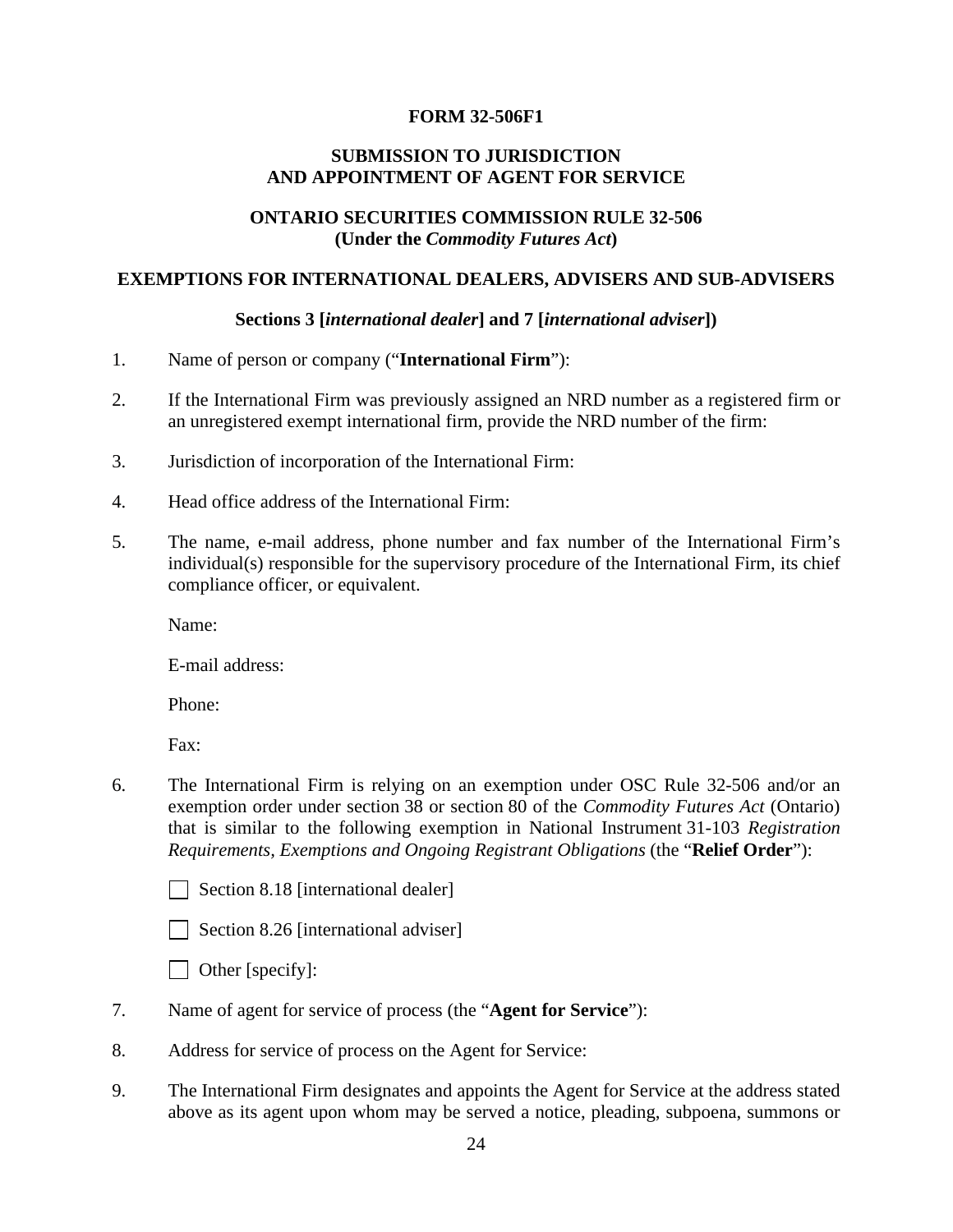**FORM 32-506F1**

**SUBMISSION TO JURISDICTION**
**AND APPOINTMENT OF AGENT FOR SERVICE**

**ONTARIO SECURITIES COMMISSION RULE 32-506**
**(Under the *Commodity Futures Act*)**

**EXEMPTIONS FOR INTERNATIONAL DEALERS, ADVISERS AND SUB-ADVISERS**

**Sections 3 [*international dealer*] and 7 [*international adviser*])**

1. Name of person or company ("**International Firm**"):

2. If the International Firm was previously assigned an NRD number as a registered firm or an unregistered exempt international firm, provide the NRD number of the firm:

3. Jurisdiction of incorporation of the International Firm:

4. Head office address of the International Firm:

5. The name, e-mail address, phone number and fax number of the International Firm's individual(s) responsible for the supervisory procedure of the International Firm, its chief compliance officer, or equivalent.

   Name:

   E-mail address:

   Phone:

   Fax:

6. The International Firm is relying on an exemption under OSC Rule 32-506 and/or an exemption order under section 38 or section 80 of the *Commodity Futures Act* (Ontario) that is similar to the following exemption in National Instrument 31-103 *Registration Requirements, Exemptions and Ongoing Registrant Obligations* (the "**Relief Order**"):

   ☐ Section 8.18 [international dealer]

   ☐ Section 8.26 [international adviser]

   ☐ Other [specify]:

7. Name of agent for service of process (the "**Agent for Service**"):

8. Address for service of process on the Agent for Service:

9. The International Firm designates and appoints the Agent for Service at the address stated above as its agent upon whom may be served a notice, pleading, subpoena, summons or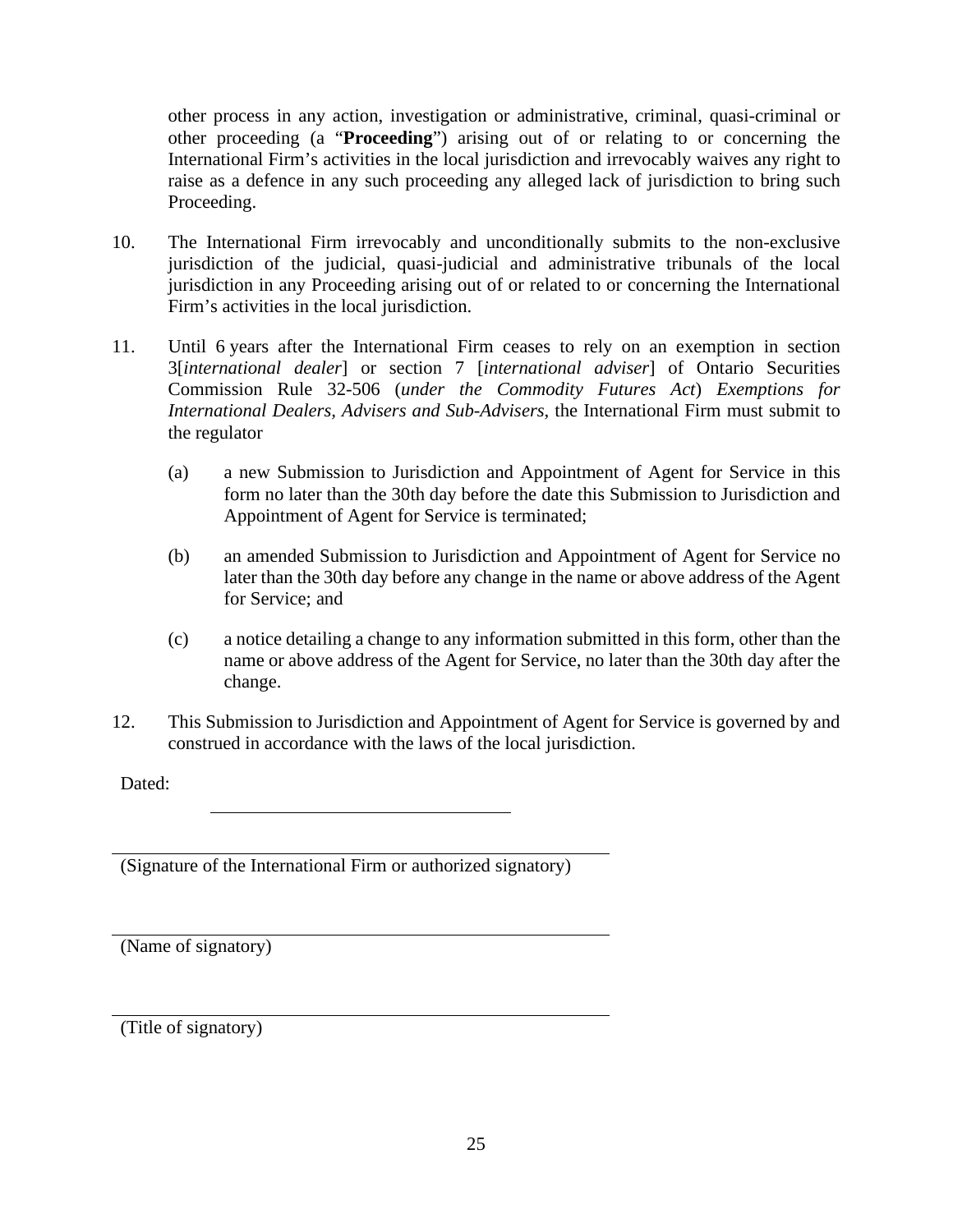other process in any action, investigation or administrative, criminal, quasi-criminal or other proceeding (a "**Proceeding**") arising out of or relating to or concerning the International Firm's activities in the local jurisdiction and irrevocably waives any right to raise as a defence in any such proceeding any alleged lack of jurisdiction to bring such Proceeding.

10. The International Firm irrevocably and unconditionally submits to the non-exclusive jurisdiction of the judicial, quasi-judicial and administrative tribunals of the local jurisdiction in any Proceeding arising out of or related to or concerning the International Firm's activities in the local jurisdiction.

11. Until 6 years after the International Firm ceases to rely on an exemption in section 3[*international dealer*] or section 7 [*international adviser*] of Ontario Securities Commission Rule 32-506 (*under the Commodity Futures Act*) *Exemptions for International Dealers, Advisers and Sub-Advisers*, the International Firm must submit to the regulator

    (a) a new Submission to Jurisdiction and Appointment of Agent for Service in this form no later than the 30th day before the date this Submission to Jurisdiction and Appointment of Agent for Service is terminated;

    (b) an amended Submission to Jurisdiction and Appointment of Agent for Service no later than the 30th day before any change in the name or above address of the Agent for Service; and

    (c) a notice detailing a change to any information submitted in this form, other than the name or above address of the Agent for Service, no later than the 30th day after the change.

12. This Submission to Jurisdiction and Appointment of Agent for Service is governed by and construed in accordance with the laws of the local jurisdiction.

Dated: ______________________________

______________________________________________
(Signature of the International Firm or authorized signatory)

______________________________________________
(Name of signatory)

______________________________________________
(Title of signatory)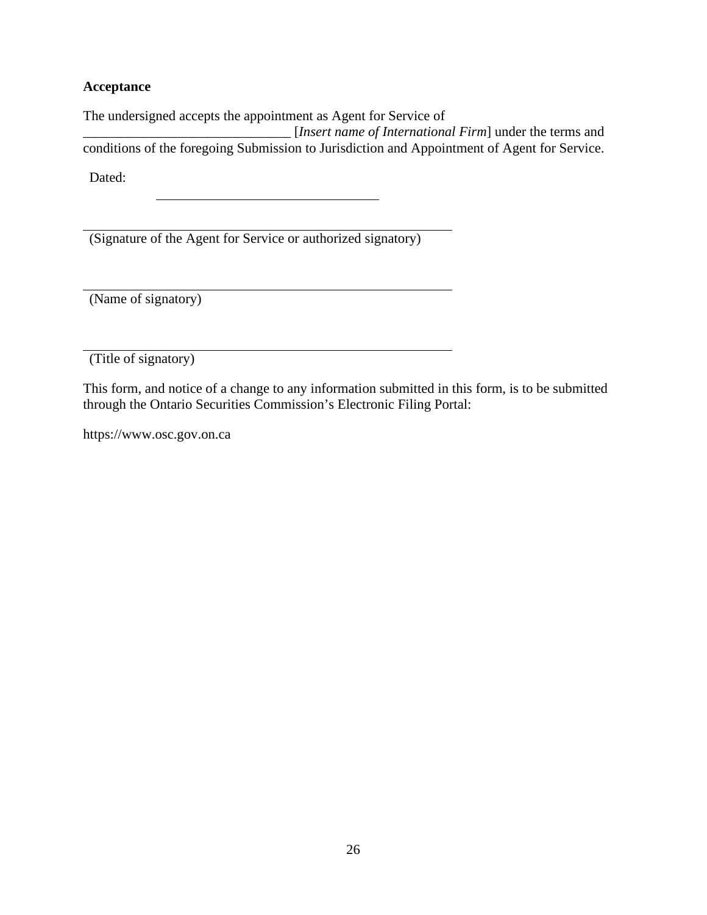**Acceptance**

The undersigned accepts the appointment as Agent for Service of ______________________________ [*Insert name of International Firm*] under the terms and conditions of the foregoing Submission to Jurisdiction and Appointment of Agent for Service.

Dated: ________________________________

________________________________
(Signature of the Agent for Service or authorized signatory)

________________________________
(Name of signatory)

________________________________
(Title of signatory)

This form, and notice of a change to any information submitted in this form, is to be submitted through the Ontario Securities Commission's Electronic Filing Portal:

https://www.osc.gov.on.ca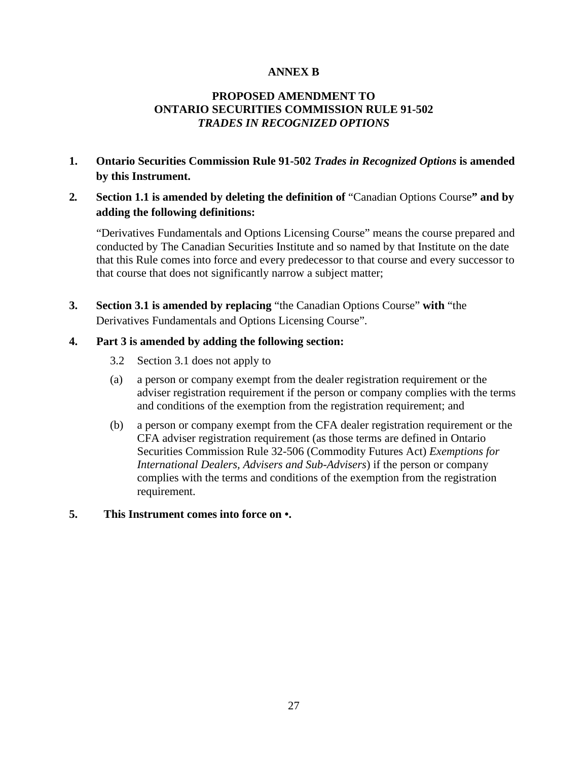**ANNEX B**

**PROPOSED AMENDMENT TO**
**ONTARIO SECURITIES COMMISSION RULE 91-502**
***TRADES IN RECOGNIZED OPTIONS***

**1. Ontario Securities Commission Rule 91-502 *Trades in Recognized Options* is amended by this Instrument.**

**2. Section 1.1 is amended by deleting the definition of** "Canadian Options Course**" and by adding the following definitions:**

"Derivatives Fundamentals and Options Licensing Course" means the course prepared and conducted by The Canadian Securities Institute and so named by that Institute on the date that this Rule comes into force and every predecessor to that course and every successor to that course that does not significantly narrow a subject matter;

**3. Section 3.1 is amended by replacing** "the Canadian Options Course" **with** "the Derivatives Fundamentals and Options Licensing Course".

**4. Part 3 is amended by adding the following section:**

3.2 Section 3.1 does not apply to

(a) a person or company exempt from the dealer registration requirement or the adviser registration requirement if the person or company complies with the terms and conditions of the exemption from the registration requirement; and

(b) a person or company exempt from the CFA dealer registration requirement or the CFA adviser registration requirement (as those terms are defined in Ontario Securities Commission Rule 32-506 (Commodity Futures Act) *Exemptions for International Dealers, Advisers and Sub-Advisers*) if the person or company complies with the terms and conditions of the exemption from the registration requirement.

**5. This Instrument comes into force on •.**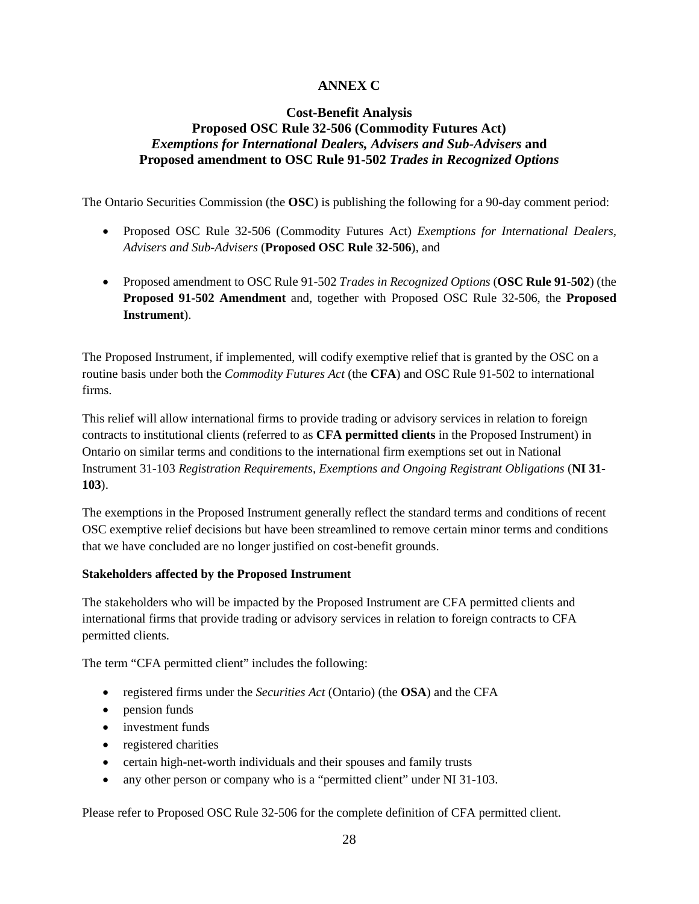# ANNEX C

## Cost-Benefit Analysis
## Proposed OSC Rule 32-506 (Commodity Futures Act)
## *Exemptions for International Dealers, Advisers and Sub-Advisers* and
## Proposed amendment to OSC Rule 91-502 *Trades in Recognized Options*

The Ontario Securities Commission (the **OSC**) is publishing the following for a 90-day comment period:

- Proposed OSC Rule 32-506 (Commodity Futures Act) *Exemptions for International Dealers, Advisers and Sub-Advisers* (**Proposed OSC Rule 32-506**), and
- Proposed amendment to OSC Rule 91-502 *Trades in Recognized Options* (**OSC Rule 91-502**) (the **Proposed 91-502 Amendment** and, together with Proposed OSC Rule 32-506, the **Proposed Instrument**).

The Proposed Instrument, if implemented, will codify exemptive relief that is granted by the OSC on a routine basis under both the *Commodity Futures Act* (the **CFA**) and OSC Rule 91-502 to international firms.

This relief will allow international firms to provide trading or advisory services in relation to foreign contracts to institutional clients (referred to as **CFA permitted clients** in the Proposed Instrument) in Ontario on similar terms and conditions to the international firm exemptions set out in National Instrument 31-103 *Registration Requirements, Exemptions and Ongoing Registrant Obligations* (**NI 31-103**).

The exemptions in the Proposed Instrument generally reflect the standard terms and conditions of recent OSC exemptive relief decisions but have been streamlined to remove certain minor terms and conditions that we have concluded are no longer justified on cost-benefit grounds.

**Stakeholders affected by the Proposed Instrument**

The stakeholders who will be impacted by the Proposed Instrument are CFA permitted clients and international firms that provide trading or advisory services in relation to foreign contracts to CFA permitted clients.

The term "CFA permitted client" includes the following:

- registered firms under the *Securities Act* (Ontario) (the **OSA**) and the CFA
- pension funds
- investment funds
- registered charities
- certain high-net-worth individuals and their spouses and family trusts
- any other person or company who is a "permitted client" under NI 31-103.

Please refer to Proposed OSC Rule 32-506 for the complete definition of CFA permitted client.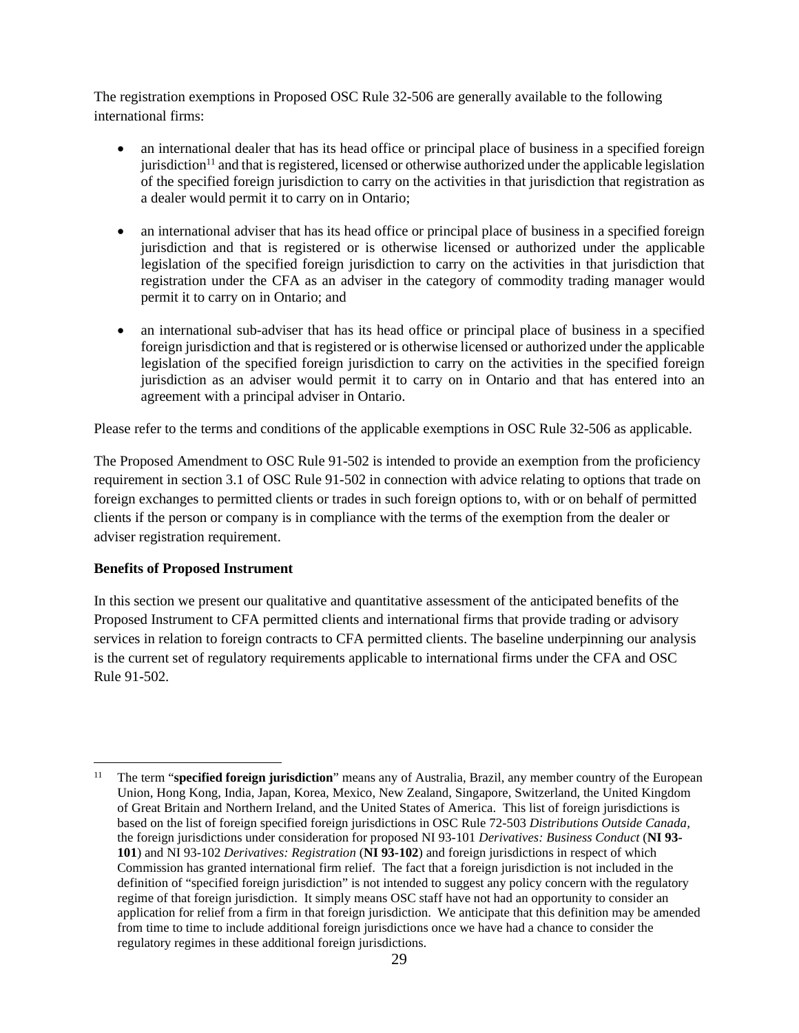The registration exemptions in Proposed OSC Rule 32-506 are generally available to the following international firms:

- an international dealer that has its head office or principal place of business in a specified foreign jurisdiction[11] and that is registered, licensed or otherwise authorized under the applicable legislation of the specified foreign jurisdiction to carry on the activities in that jurisdiction that registration as a dealer would permit it to carry on in Ontario;

- an international adviser that has its head office or principal place of business in a specified foreign jurisdiction and that is registered or is otherwise licensed or authorized under the applicable legislation of the specified foreign jurisdiction to carry on the activities in that jurisdiction that registration under the CFA as an adviser in the category of commodity trading manager would permit it to carry on in Ontario; and

- an international sub-adviser that has its head office or principal place of business in a specified foreign jurisdiction and that is registered or is otherwise licensed or authorized under the applicable legislation of the specified foreign jurisdiction to carry on the activities in the specified foreign jurisdiction as an adviser would permit it to carry on in Ontario and that has entered into an agreement with a principal adviser in Ontario.

Please refer to the terms and conditions of the applicable exemptions in OSC Rule 32-506 as applicable.

The Proposed Amendment to OSC Rule 91-502 is intended to provide an exemption from the proficiency requirement in section 3.1 of OSC Rule 91-502 in connection with advice relating to options that trade on foreign exchanges to permitted clients or trades in such foreign options to, with or on behalf of permitted clients if the person or company is in compliance with the terms of the exemption from the dealer or adviser registration requirement.

**Benefits of Proposed Instrument**

In this section we present our qualitative and quantitative assessment of the anticipated benefits of the Proposed Instrument to CFA permitted clients and international firms that provide trading or advisory services in relation to foreign contracts to CFA permitted clients. The baseline underpinning our analysis is the current set of regulatory requirements applicable to international firms under the CFA and OSC Rule 91-502.

---

[11] The term "**specified foreign jurisdiction**" means any of Australia, Brazil, any member country of the European Union, Hong Kong, India, Japan, Korea, Mexico, New Zealand, Singapore, Switzerland, the United Kingdom of Great Britain and Northern Ireland, and the United States of America. This list of foreign jurisdictions is based on the list of foreign specified foreign jurisdictions in OSC Rule 72-503 *Distributions Outside Canada*, the foreign jurisdictions under consideration for proposed NI 93-101 *Derivatives: Business Conduct* (**NI 93-101**) and NI 93-102 *Derivatives: Registration* (**NI 93-102**) and foreign jurisdictions in respect of which Commission has granted international firm relief. The fact that a foreign jurisdiction is not included in the definition of "specified foreign jurisdiction" is not intended to suggest any policy concern with the regulatory regime of that foreign jurisdiction. It simply means OSC staff have not had an opportunity to consider an application for relief from a firm in that foreign jurisdiction. We anticipate that this definition may be amended from time to time to include additional foreign jurisdictions once we have had a chance to consider the regulatory regimes in these additional foreign jurisdictions.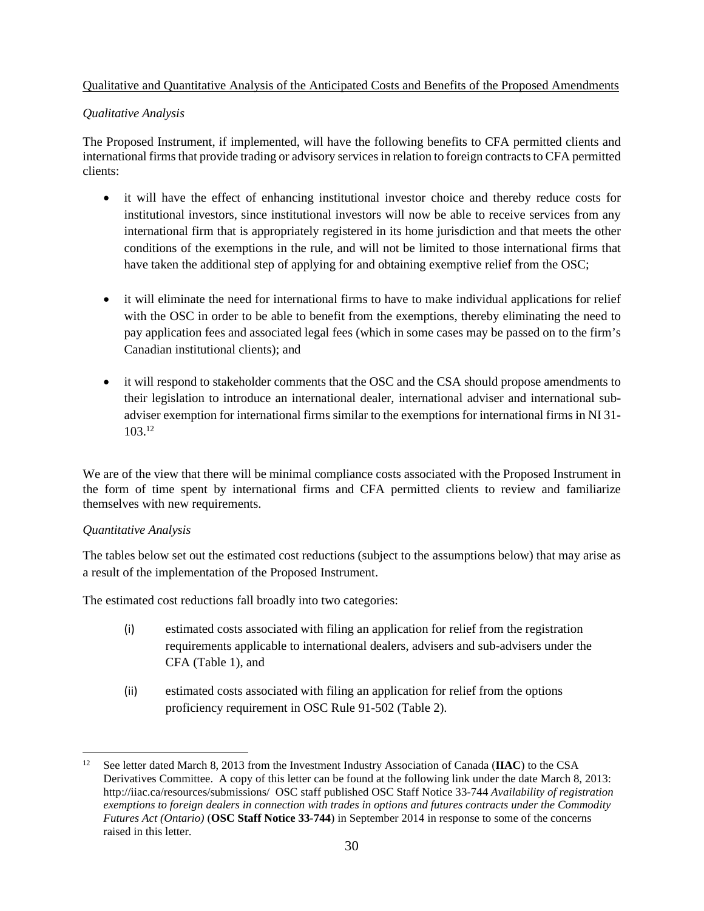Qualitative and Quantitative Analysis of the Anticipated Costs and Benefits of the Proposed Amendments

*Qualitative Analysis*

The Proposed Instrument, if implemented, will have the following benefits to CFA permitted clients and international firms that provide trading or advisory services in relation to foreign contracts to CFA permitted clients:

- it will have the effect of enhancing institutional investor choice and thereby reduce costs for institutional investors, since institutional investors will now be able to receive services from any international firm that is appropriately registered in its home jurisdiction and that meets the other conditions of the exemptions in the rule, and will not be limited to those international firms that have taken the additional step of applying for and obtaining exemptive relief from the OSC;

- it will eliminate the need for international firms to have to make individual applications for relief with the OSC in order to be able to benefit from the exemptions, thereby eliminating the need to pay application fees and associated legal fees (which in some cases may be passed on to the firm's Canadian institutional clients); and

- it will respond to stakeholder comments that the OSC and the CSA should propose amendments to their legislation to introduce an international dealer, international adviser and international sub-adviser exemption for international firms similar to the exemptions for international firms in NI 31-103.[12]

We are of the view that there will be minimal compliance costs associated with the Proposed Instrument in the form of time spent by international firms and CFA permitted clients to review and familiarize themselves with new requirements.

*Quantitative Analysis*

The tables below set out the estimated cost reductions (subject to the assumptions below) that may arise as a result of the implementation of the Proposed Instrument.

The estimated cost reductions fall broadly into two categories:

(i) estimated costs associated with filing an application for relief from the registration requirements applicable to international dealers, advisers and sub-advisers under the CFA (Table 1), and

(ii) estimated costs associated with filing an application for relief from the options proficiency requirement in OSC Rule 91-502 (Table 2).

---

[12] See letter dated March 8, 2013 from the Investment Industry Association of Canada (**IIAC**) to the CSA Derivatives Committee. A copy of this letter can be found at the following link under the date March 8, 2013: http://iiac.ca/resources/submissions/ OSC staff published OSC Staff Notice 33-744 *Availability of registration exemptions to foreign dealers in connection with trades in options and futures contracts under the Commodity Futures Act (Ontario)* (**OSC Staff Notice 33-744**) in September 2014 in response to some of the concerns raised in this letter.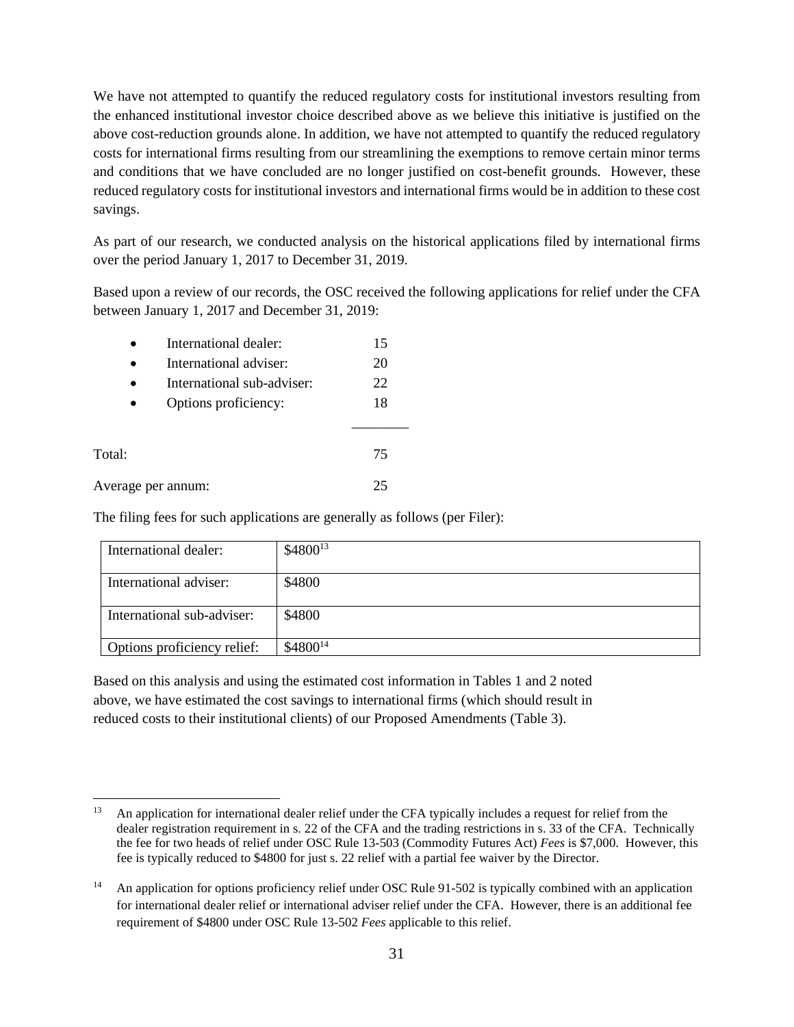We have not attempted to quantify the reduced regulatory costs for institutional investors resulting from the enhanced institutional investor choice described above as we believe this initiative is justified on the above cost-reduction grounds alone. In addition, we have not attempted to quantify the reduced regulatory costs for international firms resulting from our streamlining the exemptions to remove certain minor terms and conditions that we have concluded are no longer justified on cost-benefit grounds. However, these reduced regulatory costs for institutional investors and international firms would be in addition to these cost savings.

As part of our research, we conducted analysis on the historical applications filed by international firms over the period January 1, 2017 to December 31, 2019.

Based upon a review of our records, the OSC received the following applications for relief under the CFA between January 1, 2017 and December 31, 2019:

- International dealer: 15
- International adviser: 20
- International sub-adviser: 22
- Options proficiency: 18

Total: 75

Average per annum: 25

The filing fees for such applications are generally as follows (per Filer):

| | |
|---|---|
| International dealer: | $4800[13] |
| International adviser: | $4800 |
| International sub-adviser: | $4800 |
| Options proficiency relief: | $4800[14] |

Based on this analysis and using the estimated cost information in Tables 1 and 2 noted above, we have estimated the cost savings to international firms (which should result in reduced costs to their institutional clients) of our Proposed Amendments (Table 3).

[13] An application for international dealer relief under the CFA typically includes a request for relief from the dealer registration requirement in s. 22 of the CFA and the trading restrictions in s. 33 of the CFA. Technically the fee for two heads of relief under OSC Rule 13-503 (Commodity Futures Act) *Fees* is $7,000. However, this fee is typically reduced to $4800 for just s. 22 relief with a partial fee waiver by the Director.

[14] An application for options proficiency relief under OSC Rule 91-502 is typically combined with an application for international dealer relief or international adviser relief under the CFA. However, there is an additional fee requirement of $4800 under OSC Rule 13-502 *Fees* applicable to this relief.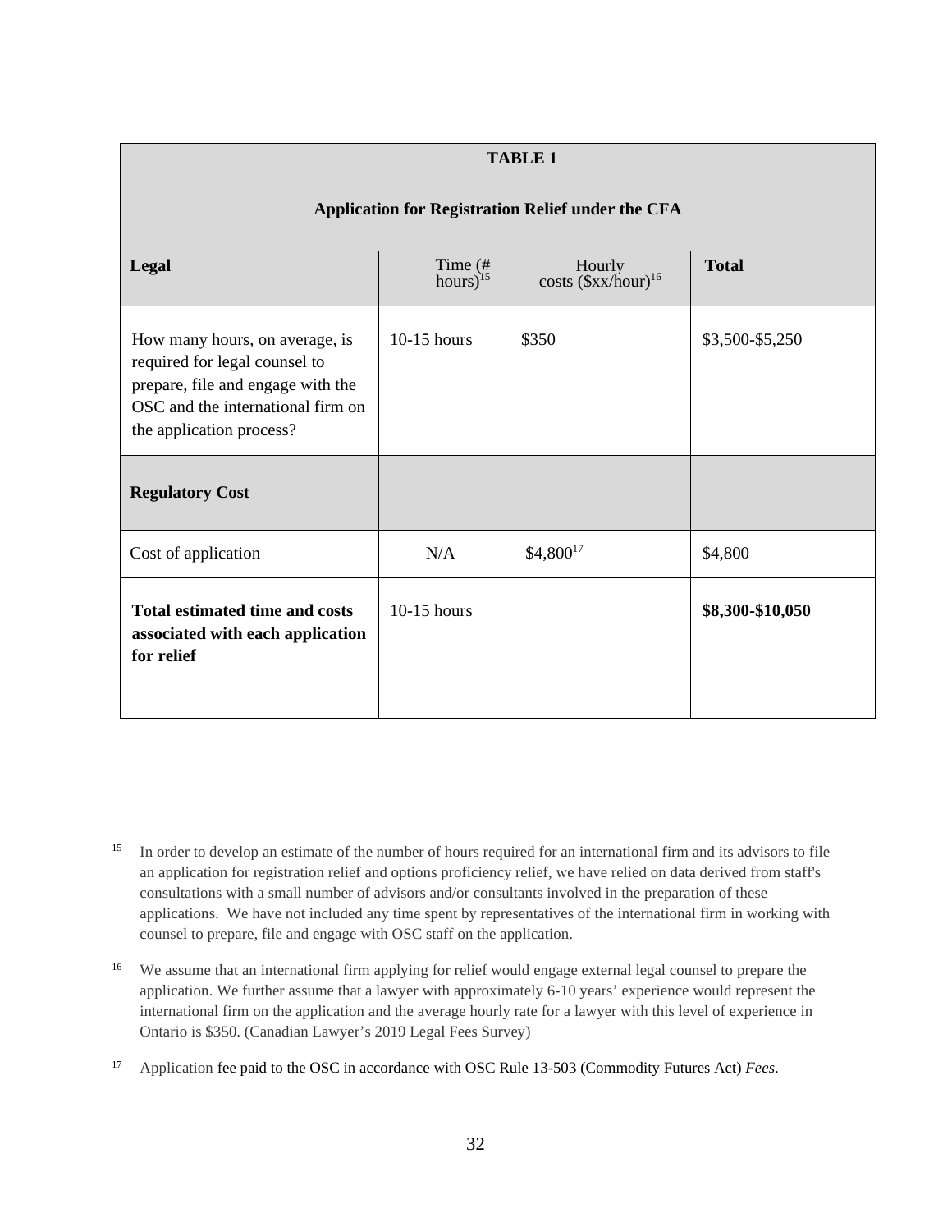| TABLE 1 | | | |
|---|---|---|---|
| **Application for Registration Relief under the CFA** | | | |
| **Legal** | Time (# hours)[15] | Hourly costs ($xx/hour)[16] | **Total** |
| How many hours, on average, is required for legal counsel to prepare, file and engage with the OSC and the international firm on the application process? | 10-15 hours | $350 | $3,500-$5,250 |
| **Regulatory Cost** | | | |
| Cost of application | N/A | $4,800[17] | $4,800 |
| **Total estimated time and costs associated with each application for relief** | 10-15 hours | | **$8,300-$10,050** |

[15] In order to develop an estimate of the number of hours required for an international firm and its advisors to file an application for registration relief and options proficiency relief, we have relied on data derived from staff's consultations with a small number of advisors and/or consultants involved in the preparation of these applications. We have not included any time spent by representatives of the international firm in working with counsel to prepare, file and engage with OSC staff on the application.

[16] We assume that an international firm applying for relief would engage external legal counsel to prepare the application. We further assume that a lawyer with approximately 6-10 years' experience would represent the international firm on the application and the average hourly rate for a lawyer with this level of experience in Ontario is $350. (Canadian Lawyer's 2019 Legal Fees Survey)

[17] Application fee paid to the OSC in accordance with OSC Rule 13-503 (Commodity Futures Act) *Fees*.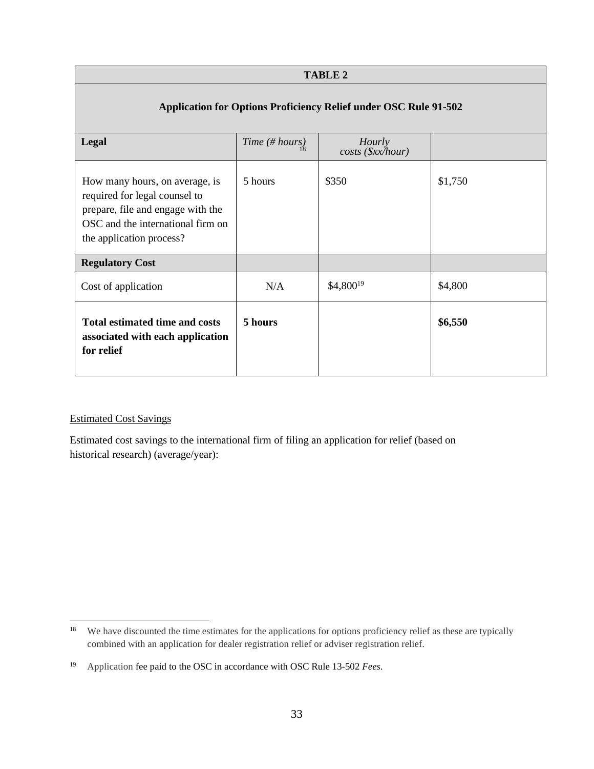| TABLE 2 | | | |
|---|---|---|---|
| **Application for Options Proficiency Relief under OSC Rule 91-502** | | | |
| **Legal** | *Time (# hours)*[18] | *Hourly costs ($xx/hour)* | |
| How many hours, on average, is required for legal counsel to prepare, file and engage with the OSC and the international firm on the application process? | 5 hours | $350 | $1,750 |
| **Regulatory Cost** | | | |
| Cost of application | N/A | $4,800[19] | $4,800 |
| **Total estimated time and costs associated with each application for relief** | **5 hours** | | **$6,550** |

<u>Estimated Cost Savings</u>

Estimated cost savings to the international firm of filing an application for relief (based on historical research) (average/year):

---

[18] We have discounted the time estimates for the applications for options proficiency relief as these are typically combined with an application for dealer registration relief or adviser registration relief.

[19] Application fee paid to the OSC in accordance with OSC Rule 13-502 *Fees*.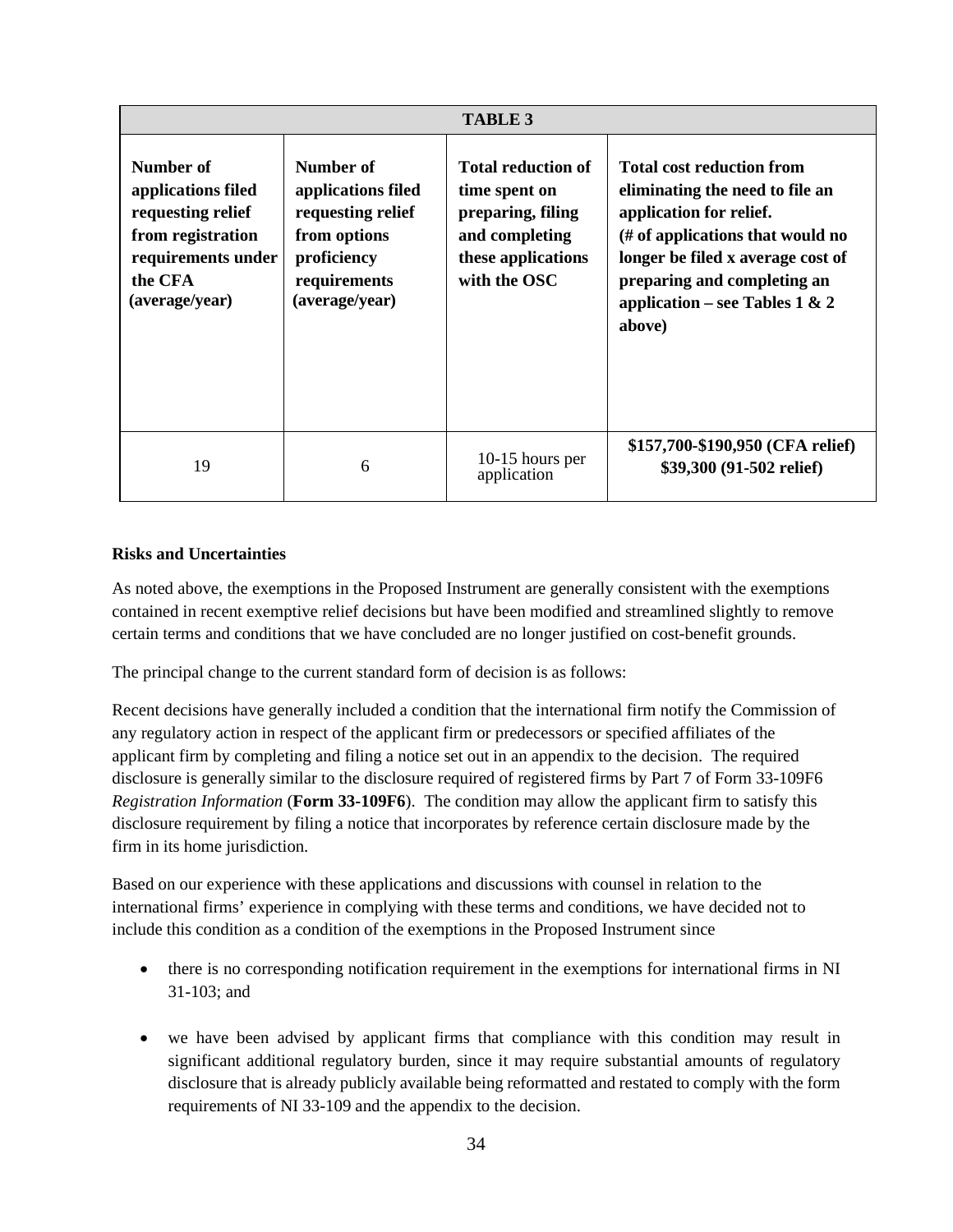| TABLE 3 | | | |
|---|---|---|---|
| **Number of applications filed requesting relief from registration requirements under the CFA (average/year)** | **Number of applications filed requesting relief from options proficiency requirements (average/year)** | **Total reduction of time spent on preparing, filing and completing these applications with the OSC** | **Total cost reduction from eliminating the need to file an application for relief. (# of applications that would no longer be filed x average cost of preparing and completing an application – see Tables 1 & 2 above)** |
| 19 | 6 | 10-15 hours per application | **$157,700-$190,950 (CFA relief)** **$39,300 (91-502 relief)** |

**Risks and Uncertainties**

As noted above, the exemptions in the Proposed Instrument are generally consistent with the exemptions contained in recent exemptive relief decisions but have been modified and streamlined slightly to remove certain terms and conditions that we have concluded are no longer justified on cost-benefit grounds.

The principal change to the current standard form of decision is as follows:

Recent decisions have generally included a condition that the international firm notify the Commission of any regulatory action in respect of the applicant firm or predecessors or specified affiliates of the applicant firm by completing and filing a notice set out in an appendix to the decision. The required disclosure is generally similar to the disclosure required of registered firms by Part 7 of Form 33-109F6 *Registration Information* (**Form 33-109F6**). The condition may allow the applicant firm to satisfy this disclosure requirement by filing a notice that incorporates by reference certain disclosure made by the firm in its home jurisdiction.

Based on our experience with these applications and discussions with counsel in relation to the international firms' experience in complying with these terms and conditions, we have decided not to include this condition as a condition of the exemptions in the Proposed Instrument since

- there is no corresponding notification requirement in the exemptions for international firms in NI 31-103; and
- we have been advised by applicant firms that compliance with this condition may result in significant additional regulatory burden, since it may require substantial amounts of regulatory disclosure that is already publicly available being reformatted and restated to comply with the form requirements of NI 33-109 and the appendix to the decision.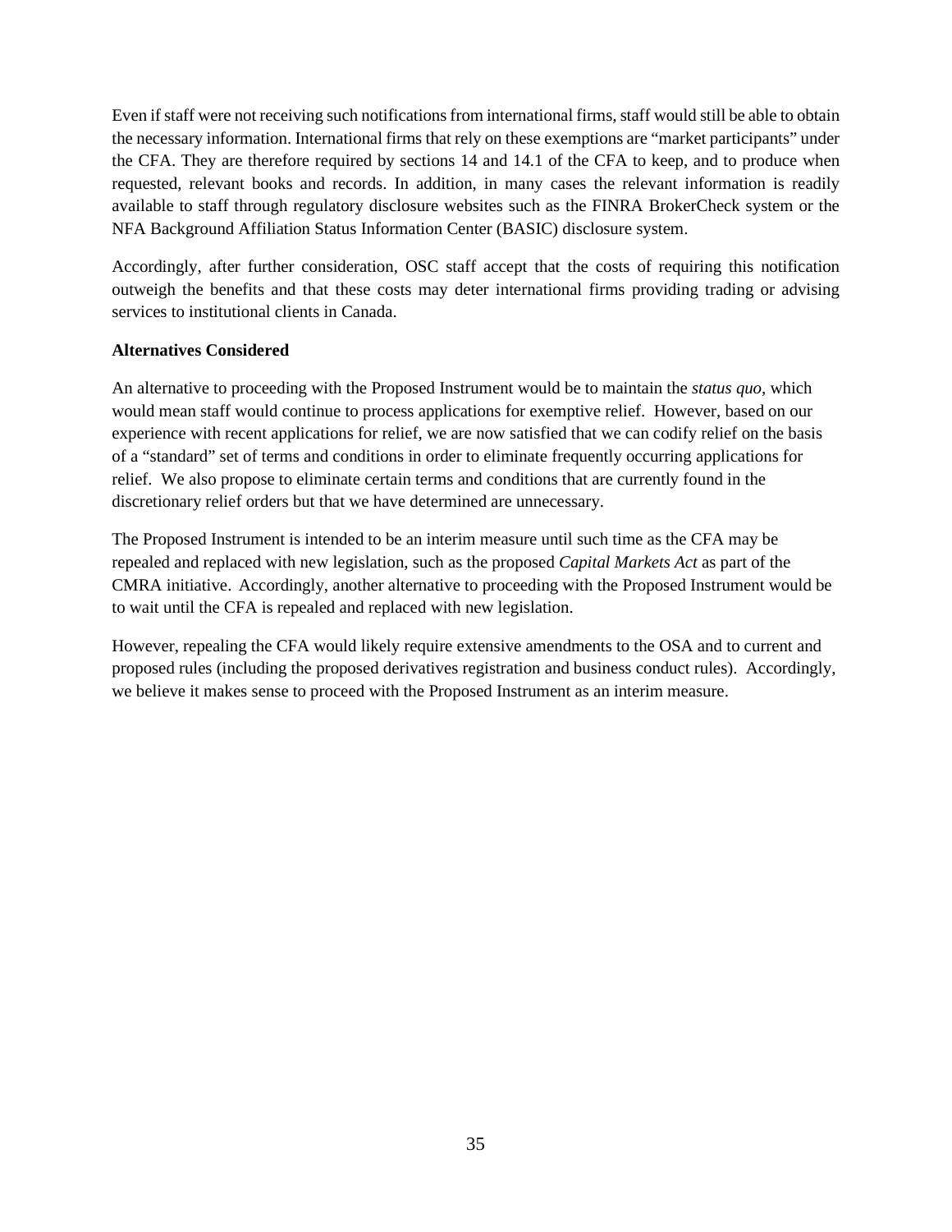Even if staff were not receiving such notifications from international firms, staff would still be able to obtain the necessary information. International firms that rely on these exemptions are "market participants" under the CFA. They are therefore required by sections 14 and 14.1 of the CFA to keep, and to produce when requested, relevant books and records. In addition, in many cases the relevant information is readily available to staff through regulatory disclosure websites such as the FINRA BrokerCheck system or the NFA Background Affiliation Status Information Center (BASIC) disclosure system.

Accordingly, after further consideration, OSC staff accept that the costs of requiring this notification outweigh the benefits and that these costs may deter international firms providing trading or advising services to institutional clients in Canada.

**Alternatives Considered**

An alternative to proceeding with the Proposed Instrument would be to maintain the *status quo*, which would mean staff would continue to process applications for exemptive relief. However, based on our experience with recent applications for relief, we are now satisfied that we can codify relief on the basis of a "standard" set of terms and conditions in order to eliminate frequently occurring applications for relief. We also propose to eliminate certain terms and conditions that are currently found in the discretionary relief orders but that we have determined are unnecessary.

The Proposed Instrument is intended to be an interim measure until such time as the CFA may be repealed and replaced with new legislation, such as the proposed *Capital Markets Act* as part of the CMRA initiative. Accordingly, another alternative to proceeding with the Proposed Instrument would be to wait until the CFA is repealed and replaced with new legislation.

However, repealing the CFA would likely require extensive amendments to the OSA and to current and proposed rules (including the proposed derivatives registration and business conduct rules). Accordingly, we believe it makes sense to proceed with the Proposed Instrument as an interim measure.